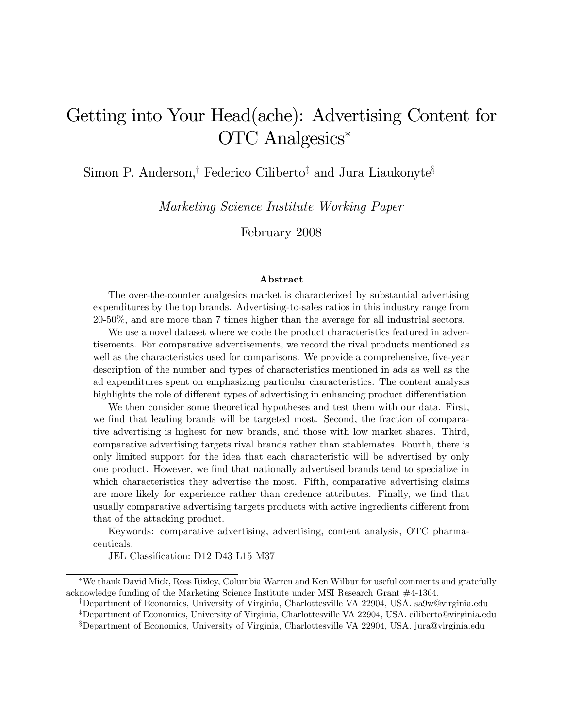# Getting into Your Head(ache): Advertising Content for OTC Analgesics*

Simon P. Anderson,[†] Federico Ciliberto[‡] and Jura Liaukonyte[§]

*Marketing Science Institute Working Paper*

February 2008

**Abstract**

The over-the-counter analgesics market is characterized by substantial advertising expenditures by the top brands. Advertising-to-sales ratios in this industry range from 20-50%, and are more than 7 times higher than the average for all industrial sectors.

We use a novel dataset where we code the product characteristics featured in advertisements. For comparative advertisements, we record the rival products mentioned as well as the characteristics used for comparisons. We provide a comprehensive, five-year description of the number and types of characteristics mentioned in ads as well as the ad expenditures spent on emphasizing particular characteristics. The content analysis highlights the role of different types of advertising in enhancing product differentiation.

We then consider some theoretical hypotheses and test them with our data. First, we find that leading brands will be targeted most. Second, the fraction of comparative advertising is highest for new brands, and those with low market shares. Third, comparative advertising targets rival brands rather than stablemates. Fourth, there is only limited support for the idea that each characteristic will be advertised by only one product. However, we find that nationally advertised brands tend to specialize in which characteristics they advertise the most. Fifth, comparative advertising claims are more likely for experience rather than credence attributes. Finally, we find that usually comparative advertising targets products with active ingredients different from that of the attacking product.

Keywords: comparative advertising, advertising, content analysis, OTC pharmaceuticals.

JEL Classification: D12 D43 L15 M37

---

*We thank David Mick, Ross Rizley, Columbia Warren and Ken Wilbur for useful comments and gratefully acknowledge funding of the Marketing Science Institute under MSI Research Grant #4-1364.

[†]Department of Economics, University of Virginia, Charlottesville VA 22904, USA. sa9w@virginia.edu

[‡]Department of Economics, University of Virginia, Charlottesville VA 22904, USA. ciliberto@virginia.edu

[§]Department of Economics, University of Virginia, Charlottesville VA 22904, USA. jura@virginia.edu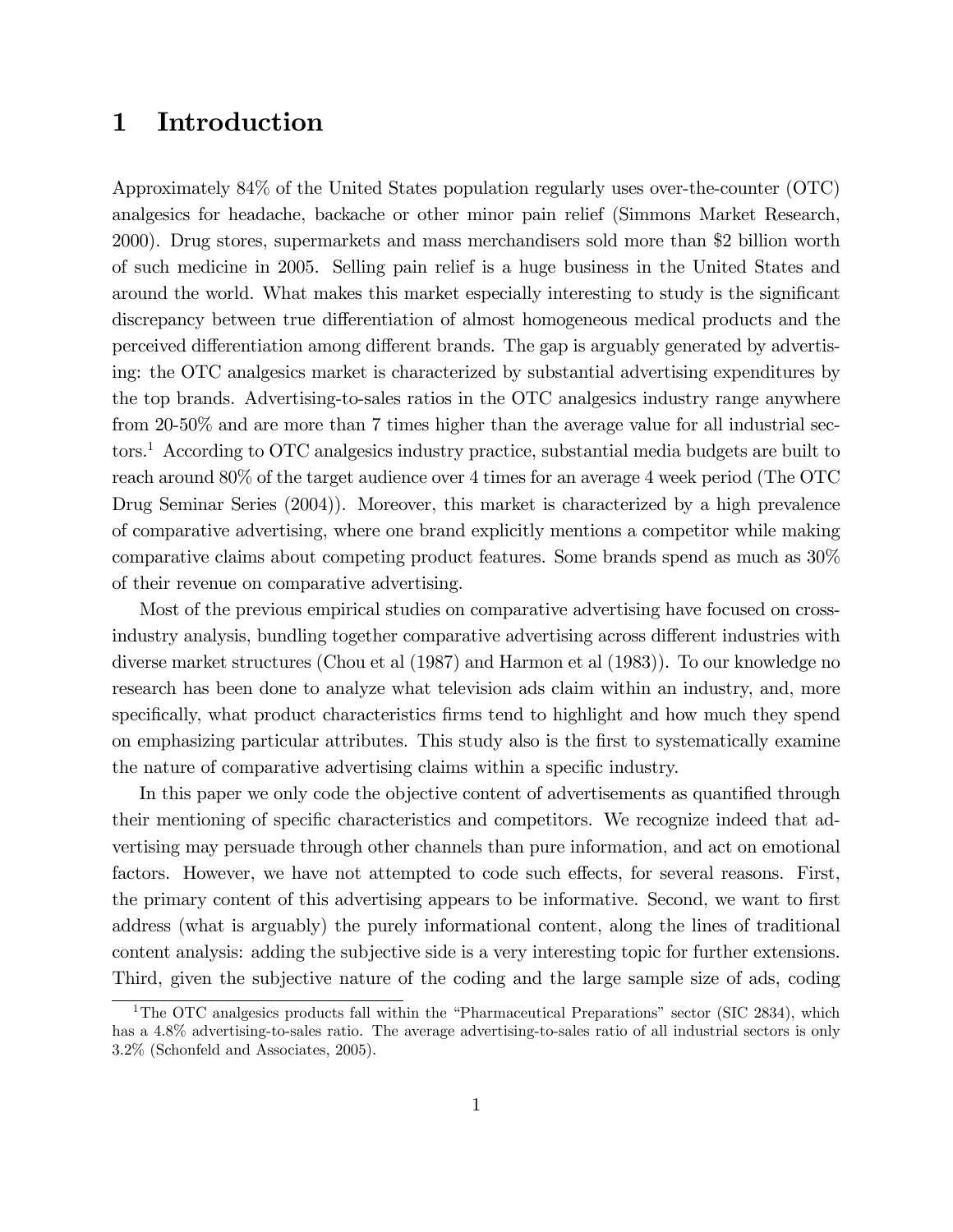# 1 Introduction

Approximately 84% of the United States population regularly uses over-the-counter (OTC) analgesics for headache, backache or other minor pain relief (Simmons Market Research, 2000). Drug stores, supermarkets and mass merchandisers sold more than $2 billion worth of such medicine in 2005. Selling pain relief is a huge business in the United States and around the world. What makes this market especially interesting to study is the significant discrepancy between true differentiation of almost homogeneous medical products and the perceived differentiation among different brands. The gap is arguably generated by advertising: the OTC analgesics market is characterized by substantial advertising expenditures by the top brands. Advertising-to-sales ratios in the OTC analgesics industry range anywhere from 20-50% and are more than 7 times higher than the average value for all industrial sectors.[1] According to OTC analgesics industry practice, substantial media budgets are built to reach around 80% of the target audience over 4 times for an average 4 week period (The OTC Drug Seminar Series (2004)). Moreover, this market is characterized by a high prevalence of comparative advertising, where one brand explicitly mentions a competitor while making comparative claims about competing product features. Some brands spend as much as 30% of their revenue on comparative advertising.

Most of the previous empirical studies on comparative advertising have focused on cross-industry analysis, bundling together comparative advertising across different industries with diverse market structures (Chou et al (1987) and Harmon et al (1983)). To our knowledge no research has been done to analyze what television ads claim within an industry, and, more specifically, what product characteristics firms tend to highlight and how much they spend on emphasizing particular attributes. This study also is the first to systematically examine the nature of comparative advertising claims within a specific industry.

In this paper we only code the objective content of advertisements as quantified through their mentioning of specific characteristics and competitors. We recognize indeed that advertising may persuade through other channels than pure information, and act on emotional factors. However, we have not attempted to code such effects, for several reasons. First, the primary content of this advertising appears to be informative. Second, we want to first address (what is arguably) the purely informational content, along the lines of traditional content analysis: adding the subjective side is a very interesting topic for further extensions. Third, given the subjective nature of the coding and the large sample size of ads, coding

[1] The OTC analgesics products fall within the "Pharmaceutical Preparations" sector (SIC 2834), which has a 4.8% advertising-to-sales ratio. The average advertising-to-sales ratio of all industrial sectors is only 3.2% (Schonfeld and Associates, 2005).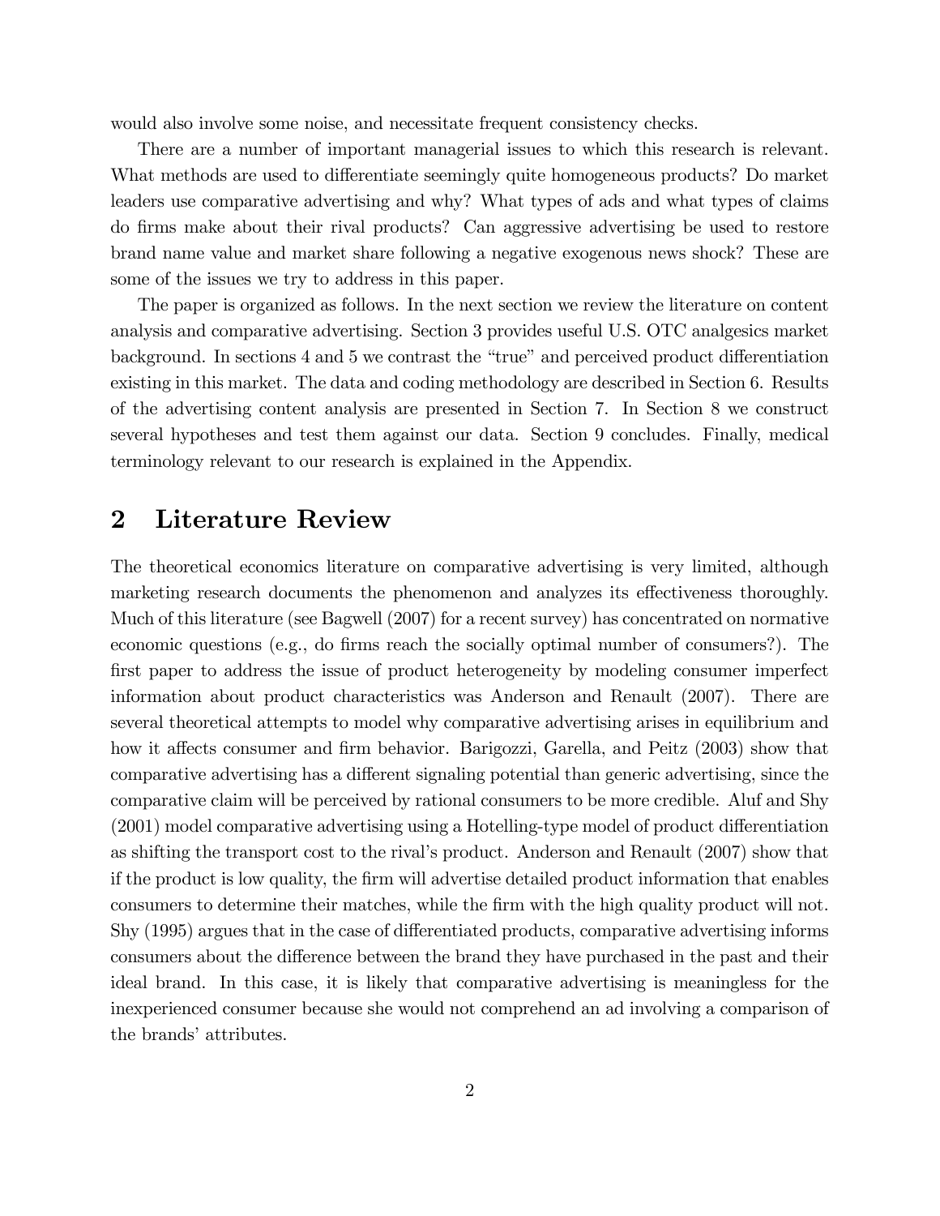would also involve some noise, and necessitate frequent consistency checks.

There are a number of important managerial issues to which this research is relevant. What methods are used to differentiate seemingly quite homogeneous products? Do market leaders use comparative advertising and why? What types of ads and what types of claims do firms make about their rival products? Can aggressive advertising be used to restore brand name value and market share following a negative exogenous news shock? These are some of the issues we try to address in this paper.

The paper is organized as follows. In the next section we review the literature on content analysis and comparative advertising. Section 3 provides useful U.S. OTC analgesics market background. In sections 4 and 5 we contrast the "true" and perceived product differentiation existing in this market. The data and coding methodology are described in Section 6. Results of the advertising content analysis are presented in Section 7. In Section 8 we construct several hypotheses and test them against our data. Section 9 concludes. Finally, medical terminology relevant to our research is explained in the Appendix.

## 2 Literature Review

The theoretical economics literature on comparative advertising is very limited, although marketing research documents the phenomenon and analyzes its effectiveness thoroughly. Much of this literature (see Bagwell (2007) for a recent survey) has concentrated on normative economic questions (e.g., do firms reach the socially optimal number of consumers?). The first paper to address the issue of product heterogeneity by modeling consumer imperfect information about product characteristics was Anderson and Renault (2007). There are several theoretical attempts to model why comparative advertising arises in equilibrium and how it affects consumer and firm behavior. Barigozzi, Garella, and Peitz (2003) show that comparative advertising has a different signaling potential than generic advertising, since the comparative claim will be perceived by rational consumers to be more credible. Aluf and Shy (2001) model comparative advertising using a Hotelling-type model of product differentiation as shifting the transport cost to the rival's product. Anderson and Renault (2007) show that if the product is low quality, the firm will advertise detailed product information that enables consumers to determine their matches, while the firm with the high quality product will not. Shy (1995) argues that in the case of differentiated products, comparative advertising informs consumers about the difference between the brand they have purchased in the past and their ideal brand. In this case, it is likely that comparative advertising is meaningless for the inexperienced consumer because she would not comprehend an ad involving a comparison of the brands' attributes.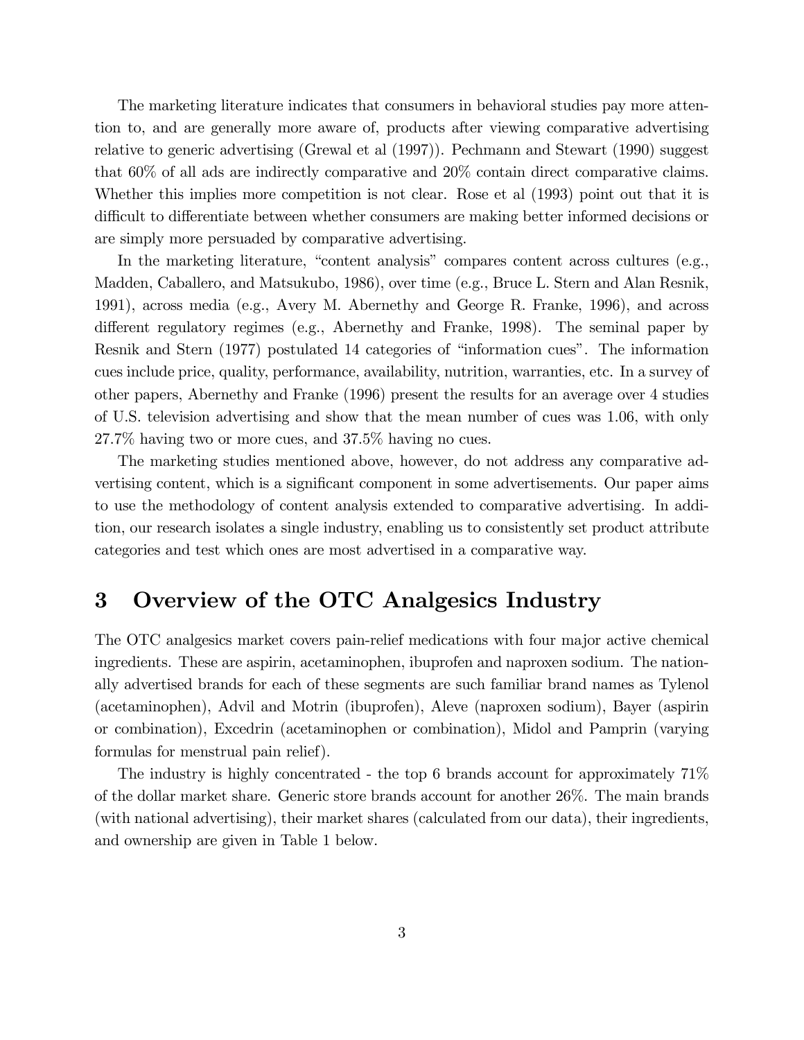The marketing literature indicates that consumers in behavioral studies pay more attention to, and are generally more aware of, products after viewing comparative advertising relative to generic advertising (Grewal et al (1997)). Pechmann and Stewart (1990) suggest that 60% of all ads are indirectly comparative and 20% contain direct comparative claims. Whether this implies more competition is not clear. Rose et al (1993) point out that it is difficult to differentiate between whether consumers are making better informed decisions or are simply more persuaded by comparative advertising.

In the marketing literature, "content analysis" compares content across cultures (e.g., Madden, Caballero, and Matsukubo, 1986), over time (e.g., Bruce L. Stern and Alan Resnik, 1991), across media (e.g., Avery M. Abernethy and George R. Franke, 1996), and across different regulatory regimes (e.g., Abernethy and Franke, 1998). The seminal paper by Resnik and Stern (1977) postulated 14 categories of "information cues". The information cues include price, quality, performance, availability, nutrition, warranties, etc. In a survey of other papers, Abernethy and Franke (1996) present the results for an average over 4 studies of U.S. television advertising and show that the mean number of cues was 1.06, with only 27.7% having two or more cues, and 37.5% having no cues.

The marketing studies mentioned above, however, do not address any comparative advertising content, which is a significant component in some advertisements. Our paper aims to use the methodology of content analysis extended to comparative advertising. In addition, our research isolates a single industry, enabling us to consistently set product attribute categories and test which ones are most advertised in a comparative way.

# 3 Overview of the OTC Analgesics Industry

The OTC analgesics market covers pain-relief medications with four major active chemical ingredients. These are aspirin, acetaminophen, ibuprofen and naproxen sodium. The nationally advertised brands for each of these segments are such familiar brand names as Tylenol (acetaminophen), Advil and Motrin (ibuprofen), Aleve (naproxen sodium), Bayer (aspirin or combination), Excedrin (acetaminophen or combination), Midol and Pamprin (varying formulas for menstrual pain relief).

The industry is highly concentrated - the top 6 brands account for approximately 71% of the dollar market share. Generic store brands account for another 26%. The main brands (with national advertising), their market shares (calculated from our data), their ingredients, and ownership are given in Table 1 below.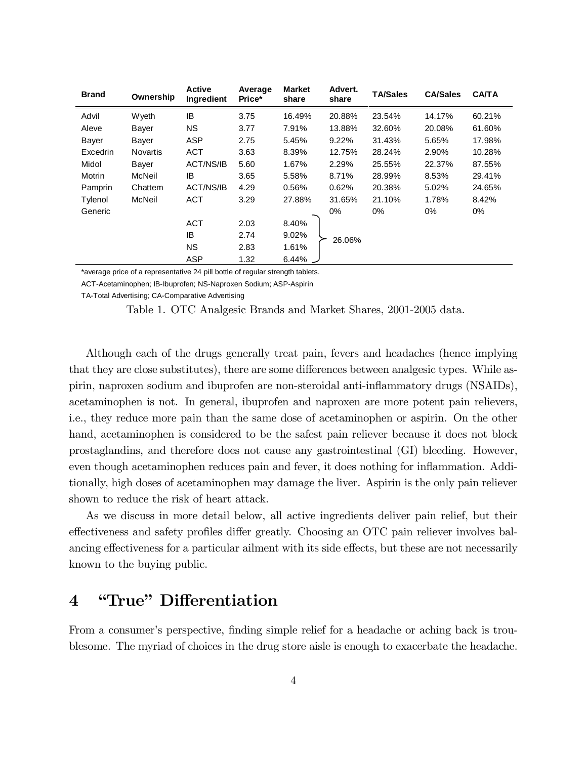| Brand | Ownership | Active Ingredient | Average Price* | Market share | Advert. share | TA/Sales | CA/Sales | CA/TA |
|---|---|---|---|---|---|---|---|---|
| Advil | Wyeth | IB | 3.75 | 16.49% | 20.88% | 23.54% | 14.17% | 60.21% |
| Aleve | Bayer | NS | 3.77 | 7.91% | 13.88% | 32.60% | 20.08% | 61.60% |
| Bayer | Bayer | ASP | 2.75 | 5.45% | 9.22% | 31.43% | 5.65% | 17.98% |
| Excedrin | Novartis | ACT | 3.63 | 8.39% | 12.75% | 28.24% | 2.90% | 10.28% |
| Midol | Bayer | ACT/NS/IB | 5.60 | 1.67% | 2.29% | 25.55% | 22.37% | 87.55% |
| Motrin | McNeil | IB | 3.65 | 5.58% | 8.71% | 28.99% | 8.53% | 29.41% |
| Pamprin | Chattem | ACT/NS/IB | 4.29 | 0.56% | 0.62% | 20.38% | 5.02% | 24.65% |
| Tylenol | McNeil | ACT | 3.29 | 27.88% | 31.65% | 21.10% | 1.78% | 8.42% |
| Generic | | | | | 0% | 0% | 0% | 0% |
| | | ACT | 2.03 | 8.40% | 26.06% | | | |
| | | IB | 2.74 | 9.02% | | | | |
| | | NS | 2.83 | 1.61% | | | | |
| | | ASP | 1.32 | 6.44% | | | | |

*average price of a representative 24 pill bottle of regular strength tablets.

ACT-Acetaminophen; IB-Ibuprofen; NS-Naproxen Sodium; ASP-Aspirin

TA-Total Advertising; CA-Comparative Advertising

Table 1. OTC Analgesic Brands and Market Shares, 2001-2005 data.

Although each of the drugs generally treat pain, fevers and headaches (hence implying that they are close substitutes), there are some differences between analgesic types. While aspirin, naproxen sodium and ibuprofen are non-steroidal anti-inflammatory drugs (NSAIDs), acetaminophen is not. In general, ibuprofen and naproxen are more potent pain relievers, i.e., they reduce more pain than the same dose of acetaminophen or aspirin. On the other hand, acetaminophen is considered to be the safest pain reliever because it does not block prostaglandins, and therefore does not cause any gastrointestinal (GI) bleeding. However, even though acetaminophen reduces pain and fever, it does nothing for inflammation. Additionally, high doses of acetaminophen may damage the liver. Aspirin is the only pain reliever shown to reduce the risk of heart attack.

As we discuss in more detail below, all active ingredients deliver pain relief, but their effectiveness and safety profiles differ greatly. Choosing an OTC pain reliever involves balancing effectiveness for a particular ailment with its side effects, but these are not necessarily known to the buying public.

# 4 "True" Differentiation

From a consumer's perspective, finding simple relief for a headache or aching back is troublesome. The myriad of choices in the drug store aisle is enough to exacerbate the headache.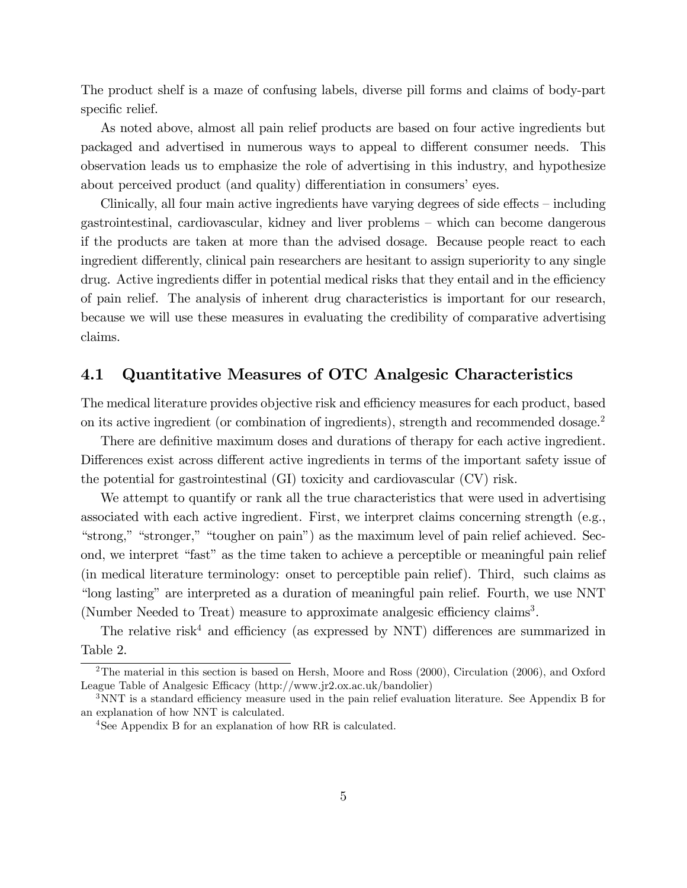The product shelf is a maze of confusing labels, diverse pill forms and claims of body-part specific relief.

As noted above, almost all pain relief products are based on four active ingredients but packaged and advertised in numerous ways to appeal to different consumer needs. This observation leads us to emphasize the role of advertising in this industry, and hypothesize about perceived product (and quality) differentiation in consumers' eyes.

Clinically, all four main active ingredients have varying degrees of side effects – including gastrointestinal, cardiovascular, kidney and liver problems – which can become dangerous if the products are taken at more than the advised dosage. Because people react to each ingredient differently, clinical pain researchers are hesitant to assign superiority to any single drug. Active ingredients differ in potential medical risks that they entail and in the efficiency of pain relief. The analysis of inherent drug characteristics is important for our research, because we will use these measures in evaluating the credibility of comparative advertising claims.

## 4.1 Quantitative Measures of OTC Analgesic Characteristics

The medical literature provides objective risk and efficiency measures for each product, based on its active ingredient (or combination of ingredients), strength and recommended dosage.[2]

There are definitive maximum doses and durations of therapy for each active ingredient. Differences exist across different active ingredients in terms of the important safety issue of the potential for gastrointestinal (GI) toxicity and cardiovascular (CV) risk.

We attempt to quantify or rank all the true characteristics that were used in advertising associated with each active ingredient. First, we interpret claims concerning strength (e.g., "strong," "stronger," "tougher on pain") as the maximum level of pain relief achieved. Second, we interpret "fast" as the time taken to achieve a perceptible or meaningful pain relief (in medical literature terminology: onset to perceptible pain relief). Third, such claims as "long lasting" are interpreted as a duration of meaningful pain relief. Fourth, we use NNT (Number Needed to Treat) measure to approximate analgesic efficiency claims[3].

The relative risk[4] and efficiency (as expressed by NNT) differences are summarized in Table 2.

---

[2] The material in this section is based on Hersh, Moore and Ross (2000), Circulation (2006), and Oxford League Table of Analgesic Efficacy (http://www.jr2.ox.ac.uk/bandolier)

[3] NNT is a standard efficiency measure used in the pain relief evaluation literature. See Appendix B for an explanation of how NNT is calculated.

[4] See Appendix B for an explanation of how RR is calculated.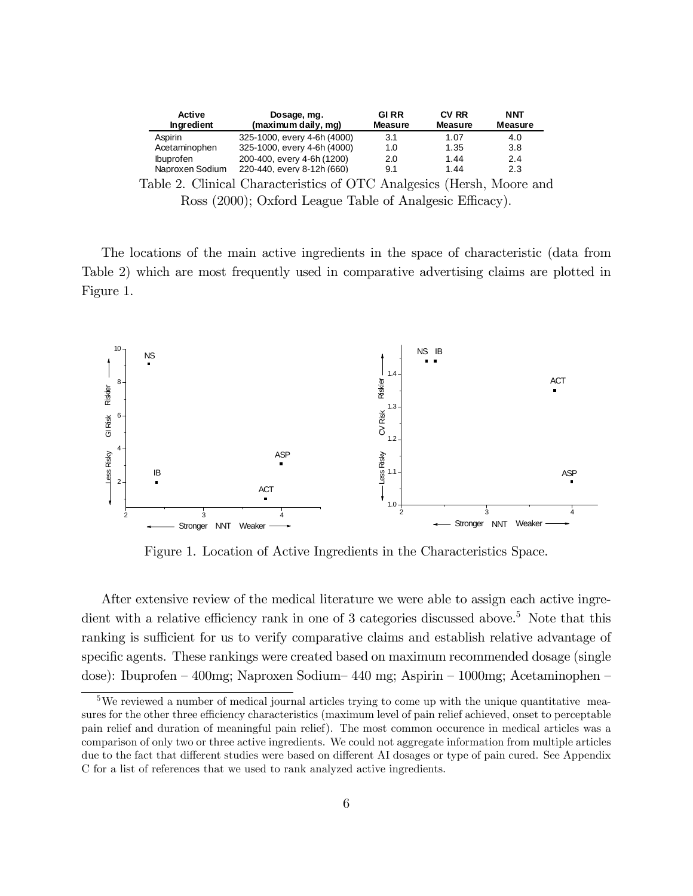| Active Ingredient | Dosage, mg. (maximum daily, mg) | GI RR Measure | CV RR Measure | NNT Measure |
|---|---|---|---|---|
| Aspirin | 325-1000, every 4-6h (4000) | 3.1 | 1.07 | 4.0 |
| Acetaminophen | 325-1000, every 4-6h (4000) | 1.0 | 1.35 | 3.8 |
| Ibuprofen | 200-400, every 4-6h (1200) | 2.0 | 1.44 | 2.4 |
| Naproxen Sodium | 220-440, every 8-12h (660) | 9.1 | 1.44 | 2.3 |

Table 2. Clinical Characteristics of OTC Analgesics (Hersh, Moore and Ross (2000); Oxford League Table of Analgesic Efficacy).

The locations of the main active ingredients in the space of characteristic (data from Table 2) which are most frequently used in comparative advertising claims are plotted in Figure 1.

Figure 1. Location of Active Ingredients in the Characteristics Space.

After extensive review of the medical literature we were able to assign each active ingredient with a relative efficiency rank in one of 3 categories discussed above.[5] Note that this ranking is sufficient for us to verify comparative claims and establish relative advantage of specific agents. These rankings were created based on maximum recommended dosage (single dose): Ibuprofen – 400mg; Naproxen Sodium– 440 mg; Aspirin – 1000mg; Acetaminophen –

[5] We reviewed a number of medical journal articles trying to come up with the unique quantitative measures for the other three efficiency characteristics (maximum level of pain relief achieved, onset to perceptable pain relief and duration of meaningful pain relief). The most common occurence in medical articles was a comparison of only two or three active ingredients. We could not aggregate information from multiple articles due to the fact that different studies were based on different AI dosages or type of pain cured. See Appendix C for a list of references that we used to rank analyzed active ingredients.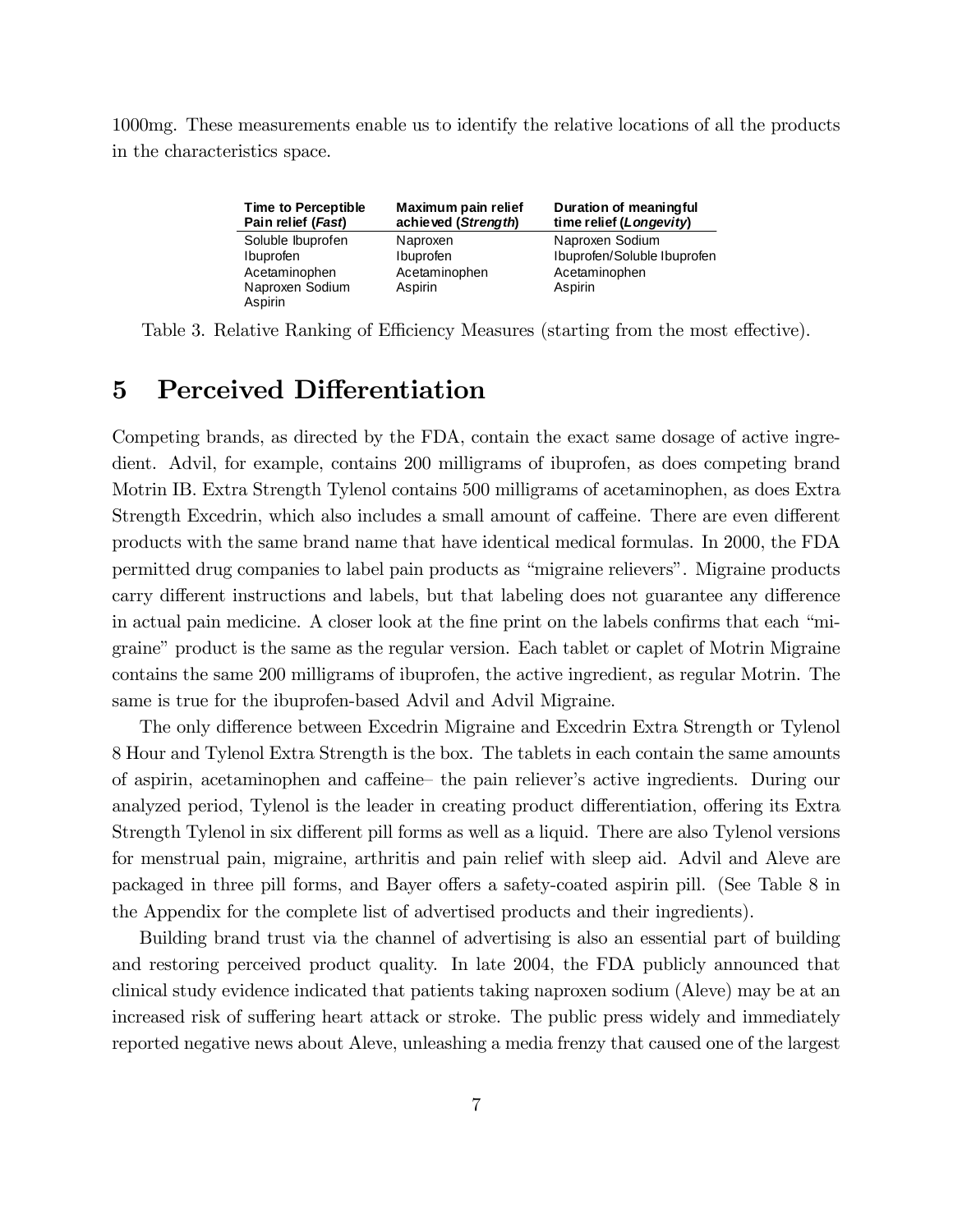1000mg. These measurements enable us to identify the relative locations of all the products in the characteristics space.

| Time to Perceptible Pain relief (*Fast*) | Maximum pain relief achieved (*Strength*) | Duration of meaningful time relief (*Longevity*) |
|---|---|---|
| Soluble Ibuprofen | Naproxen | Naproxen Sodium |
| Ibuprofen | Ibuprofen | Ibuprofen/Soluble Ibuprofen |
| Acetaminophen | Acetaminophen | Acetaminophen |
| Naproxen Sodium | Aspirin | Aspirin |
| Aspirin | | |

Table 3. Relative Ranking of Efficiency Measures (starting from the most effective).

# 5 Perceived Differentiation

Competing brands, as directed by the FDA, contain the exact same dosage of active ingredient. Advil, for example, contains 200 milligrams of ibuprofen, as does competing brand Motrin IB. Extra Strength Tylenol contains 500 milligrams of acetaminophen, as does Extra Strength Excedrin, which also includes a small amount of caffeine. There are even different products with the same brand name that have identical medical formulas. In 2000, the FDA permitted drug companies to label pain products as "migraine relievers". Migraine products carry different instructions and labels, but that labeling does not guarantee any difference in actual pain medicine. A closer look at the fine print on the labels confirms that each "migraine" product is the same as the regular version. Each tablet or caplet of Motrin Migraine contains the same 200 milligrams of ibuprofen, the active ingredient, as regular Motrin. The same is true for the ibuprofen-based Advil and Advil Migraine.

The only difference between Excedrin Migraine and Excedrin Extra Strength or Tylenol 8 Hour and Tylenol Extra Strength is the box. The tablets in each contain the same amounts of aspirin, acetaminophen and caffeine– the pain reliever's active ingredients. During our analyzed period, Tylenol is the leader in creating product differentiation, offering its Extra Strength Tylenol in six different pill forms as well as a liquid. There are also Tylenol versions for menstrual pain, migraine, arthritis and pain relief with sleep aid. Advil and Aleve are packaged in three pill forms, and Bayer offers a safety-coated aspirin pill. (See Table 8 in the Appendix for the complete list of advertised products and their ingredients).

Building brand trust via the channel of advertising is also an essential part of building and restoring perceived product quality. In late 2004, the FDA publicly announced that clinical study evidence indicated that patients taking naproxen sodium (Aleve) may be at an increased risk of suffering heart attack or stroke. The public press widely and immediately reported negative news about Aleve, unleashing a media frenzy that caused one of the largest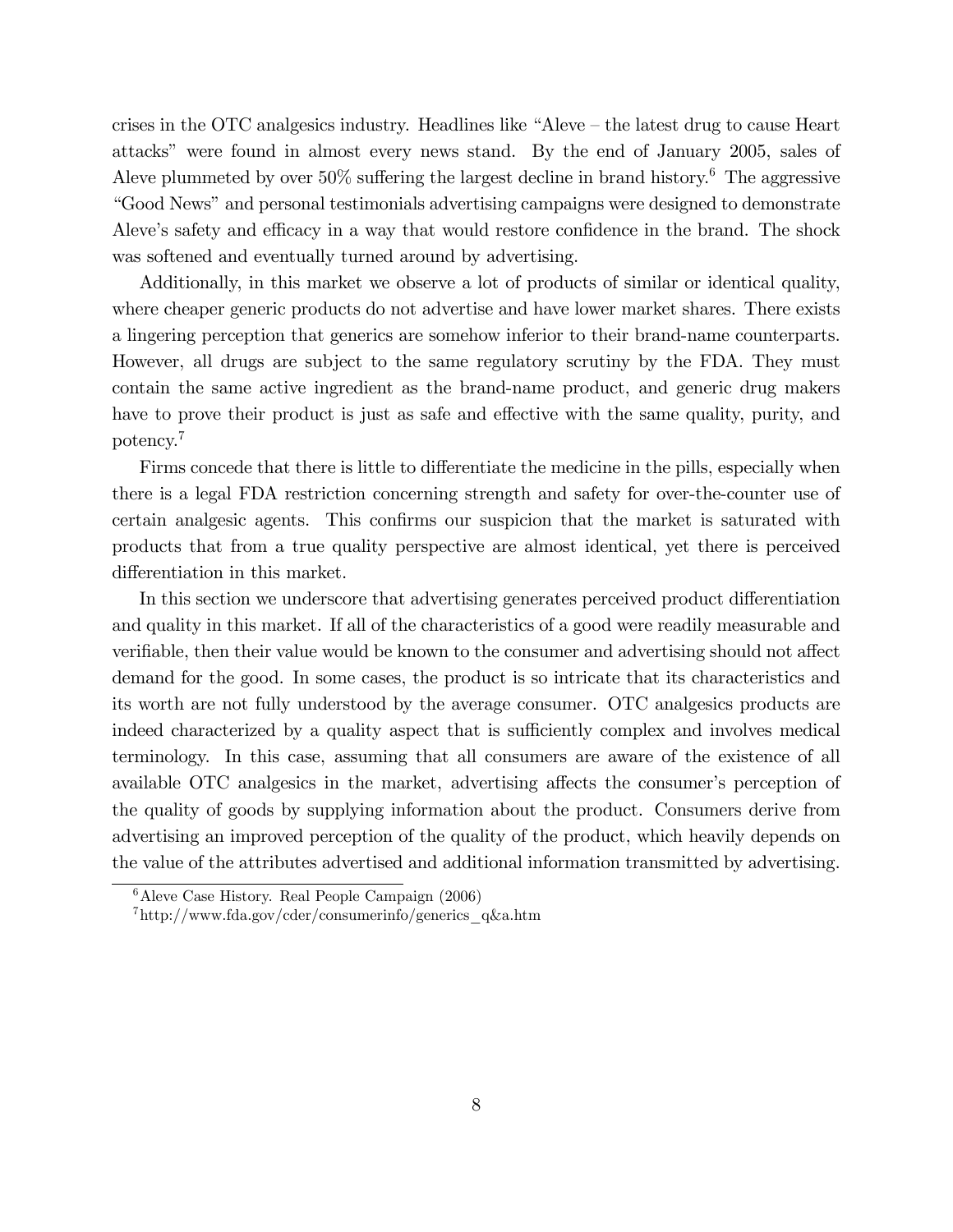crises in the OTC analgesics industry. Headlines like "Aleve – the latest drug to cause Heart attacks" were found in almost every news stand. By the end of January 2005, sales of Aleve plummeted by over 50% suffering the largest decline in brand history.[6] The aggressive "Good News" and personal testimonials advertising campaigns were designed to demonstrate Aleve's safety and efficacy in a way that would restore confidence in the brand. The shock was softened and eventually turned around by advertising.

Additionally, in this market we observe a lot of products of similar or identical quality, where cheaper generic products do not advertise and have lower market shares. There exists a lingering perception that generics are somehow inferior to their brand-name counterparts. However, all drugs are subject to the same regulatory scrutiny by the FDA. They must contain the same active ingredient as the brand-name product, and generic drug makers have to prove their product is just as safe and effective with the same quality, purity, and potency.[7]

Firms concede that there is little to differentiate the medicine in the pills, especially when there is a legal FDA restriction concerning strength and safety for over-the-counter use of certain analgesic agents. This confirms our suspicion that the market is saturated with products that from a true quality perspective are almost identical, yet there is perceived differentiation in this market.

In this section we underscore that advertising generates perceived product differentiation and quality in this market. If all of the characteristics of a good were readily measurable and verifiable, then their value would be known to the consumer and advertising should not affect demand for the good. In some cases, the product is so intricate that its characteristics and its worth are not fully understood by the average consumer. OTC analgesics products are indeed characterized by a quality aspect that is sufficiently complex and involves medical terminology. In this case, assuming that all consumers are aware of the existence of all available OTC analgesics in the market, advertising affects the consumer's perception of the quality of goods by supplying information about the product. Consumers derive from advertising an improved perception of the quality of the product, which heavily depends on the value of the attributes advertised and additional information transmitted by advertising.

[6] Aleve Case History. Real People Campaign (2006)

[7] http://www.fda.gov/cder/consumerinfo/generics_q&a.htm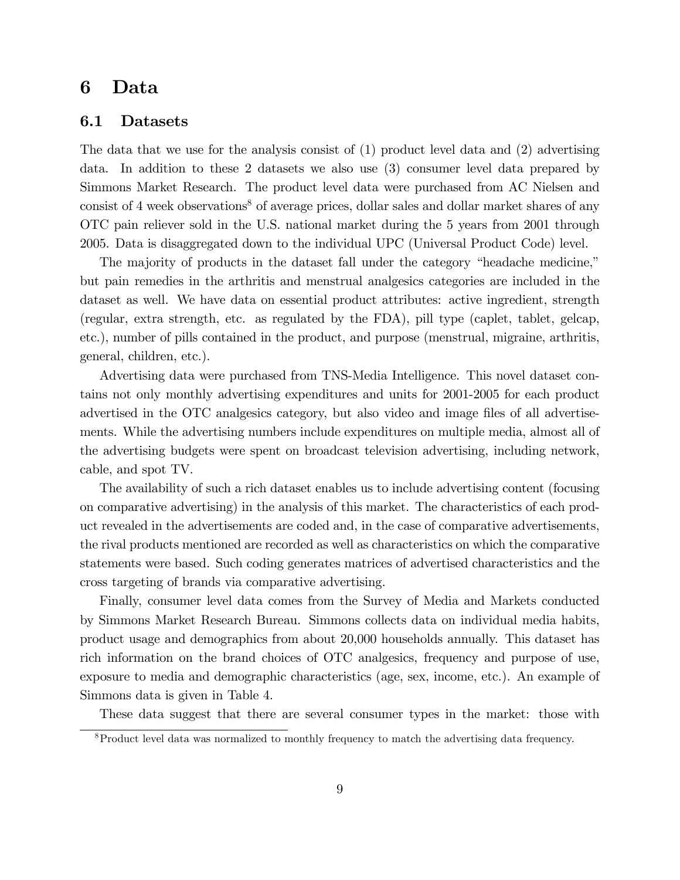# 6 Data

## 6.1 Datasets

The data that we use for the analysis consist of (1) product level data and (2) advertising data. In addition to these 2 datasets we also use (3) consumer level data prepared by Simmons Market Research. The product level data were purchased from AC Nielsen and consist of 4 week observations[8] of average prices, dollar sales and dollar market shares of any OTC pain reliever sold in the U.S. national market during the 5 years from 2001 through 2005. Data is disaggregated down to the individual UPC (Universal Product Code) level.

The majority of products in the dataset fall under the category "headache medicine," but pain remedies in the arthritis and menstrual analgesics categories are included in the dataset as well. We have data on essential product attributes: active ingredient, strength (regular, extra strength, etc. as regulated by the FDA), pill type (caplet, tablet, gelcap, etc.), number of pills contained in the product, and purpose (menstrual, migraine, arthritis, general, children, etc.).

Advertising data were purchased from TNS-Media Intelligence. This novel dataset contains not only monthly advertising expenditures and units for 2001-2005 for each product advertised in the OTC analgesics category, but also video and image files of all advertisements. While the advertising numbers include expenditures on multiple media, almost all of the advertising budgets were spent on broadcast television advertising, including network, cable, and spot TV.

The availability of such a rich dataset enables us to include advertising content (focusing on comparative advertising) in the analysis of this market. The characteristics of each product revealed in the advertisements are coded and, in the case of comparative advertisements, the rival products mentioned are recorded as well as characteristics on which the comparative statements were based. Such coding generates matrices of advertised characteristics and the cross targeting of brands via comparative advertising.

Finally, consumer level data comes from the Survey of Media and Markets conducted by Simmons Market Research Bureau. Simmons collects data on individual media habits, product usage and demographics from about 20,000 households annually. This dataset has rich information on the brand choices of OTC analgesics, frequency and purpose of use, exposure to media and demographic characteristics (age, sex, income, etc.). An example of Simmons data is given in Table 4.

These data suggest that there are several consumer types in the market: those with

[8] Product level data was normalized to monthly frequency to match the advertising data frequency.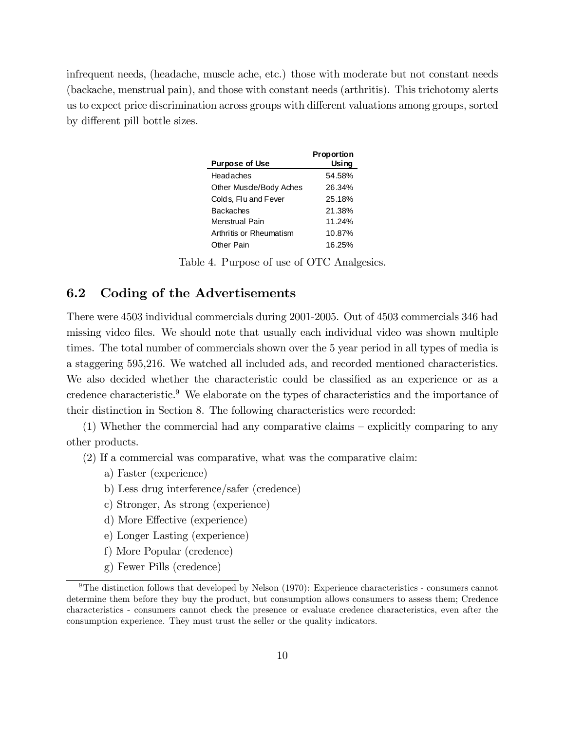infrequent needs, (headache, muscle ache, etc.) those with moderate but not constant needs (backache, menstrual pain), and those with constant needs (arthritis). This trichotomy alerts us to expect price discrimination across groups with different valuations among groups, sorted by different pill bottle sizes.

| Purpose of Use | Proportion Using |
|---|---|
| Headaches | 54.58% |
| Other Muscle/Body Aches | 26.34% |
| Colds, Flu and Fever | 25.18% |
| Backaches | 21.38% |
| Menstrual Pain | 11.24% |
| Arthritis or Rheumatism | 10.87% |
| Other Pain | 16.25% |

Table 4. Purpose of use of OTC Analgesics.

## 6.2 Coding of the Advertisements

There were 4503 individual commercials during 2001-2005. Out of 4503 commercials 346 had missing video files. We should note that usually each individual video was shown multiple times. The total number of commercials shown over the 5 year period in all types of media is a staggering 595,216. We watched all included ads, and recorded mentioned characteristics. We also decided whether the characteristic could be classified as an experience or as a credence characteristic.[9] We elaborate on the types of characteristics and the importance of their distinction in Section 8. The following characteristics were recorded:

(1) Whether the commercial had any comparative claims – explicitly comparing to any other products.

(2) If a commercial was comparative, what was the comparative claim:

a) Faster (experience)

b) Less drug interference/safer (credence)

c) Stronger, As strong (experience)

d) More Effective (experience)

e) Longer Lasting (experience)

f) More Popular (credence)

g) Fewer Pills (credence)

[9] The distinction follows that developed by Nelson (1970): Experience characteristics - consumers cannot determine them before they buy the product, but consumption allows consumers to assess them; Credence characteristics - consumers cannot check the presence or evaluate credence characteristics, even after the consumption experience. They must trust the seller or the quality indicators.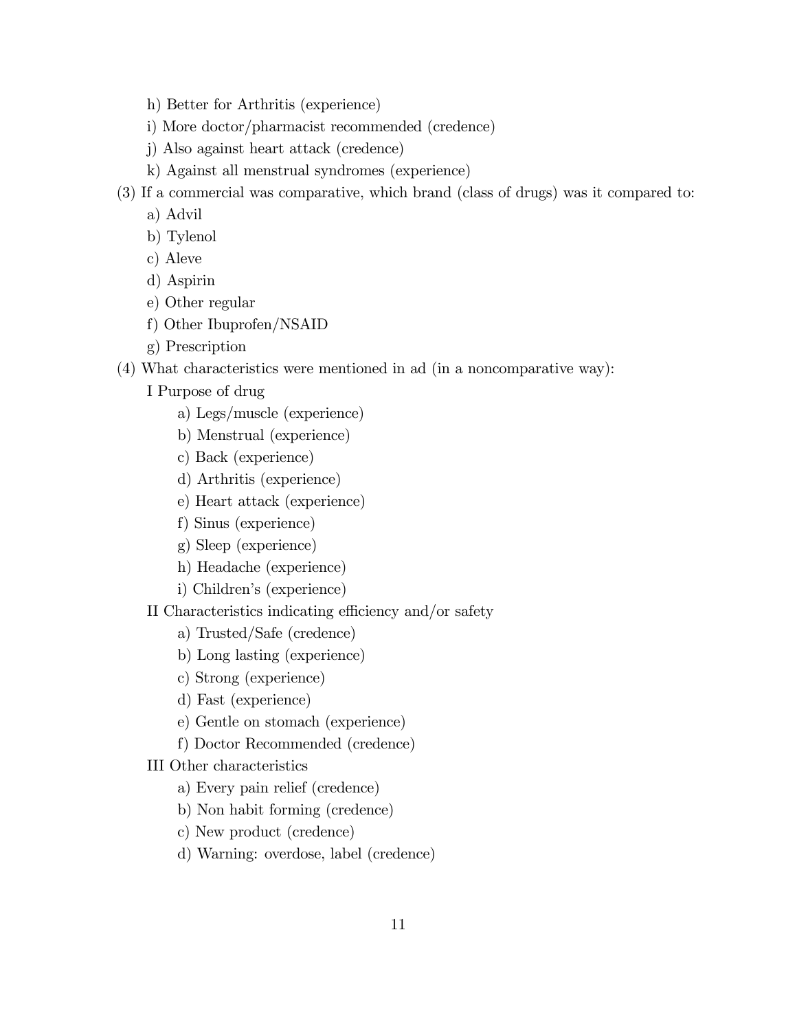h) Better for Arthritis (experience)

i) More doctor/pharmacist recommended (credence)

j) Also against heart attack (credence)

k) Against all menstrual syndromes (experience)

(3) If a commercial was comparative, which brand (class of drugs) was it compared to:

a) Advil

b) Tylenol

c) Aleve

d) Aspirin

e) Other regular

f) Other Ibuprofen/NSAID

g) Prescription

(4) What characteristics were mentioned in ad (in a noncomparative way):

I Purpose of drug

a) Legs/muscle (experience)

b) Menstrual (experience)

c) Back (experience)

d) Arthritis (experience)

e) Heart attack (experience)

f) Sinus (experience)

g) Sleep (experience)

h) Headache (experience)

i) Children's (experience)

II Characteristics indicating efficiency and/or safety

a) Trusted/Safe (credence)

b) Long lasting (experience)

c) Strong (experience)

d) Fast (experience)

e) Gentle on stomach (experience)

f) Doctor Recommended (credence)

III Other characteristics

a) Every pain relief (credence)

b) Non habit forming (credence)

c) New product (credence)

d) Warning: overdose, label (credence)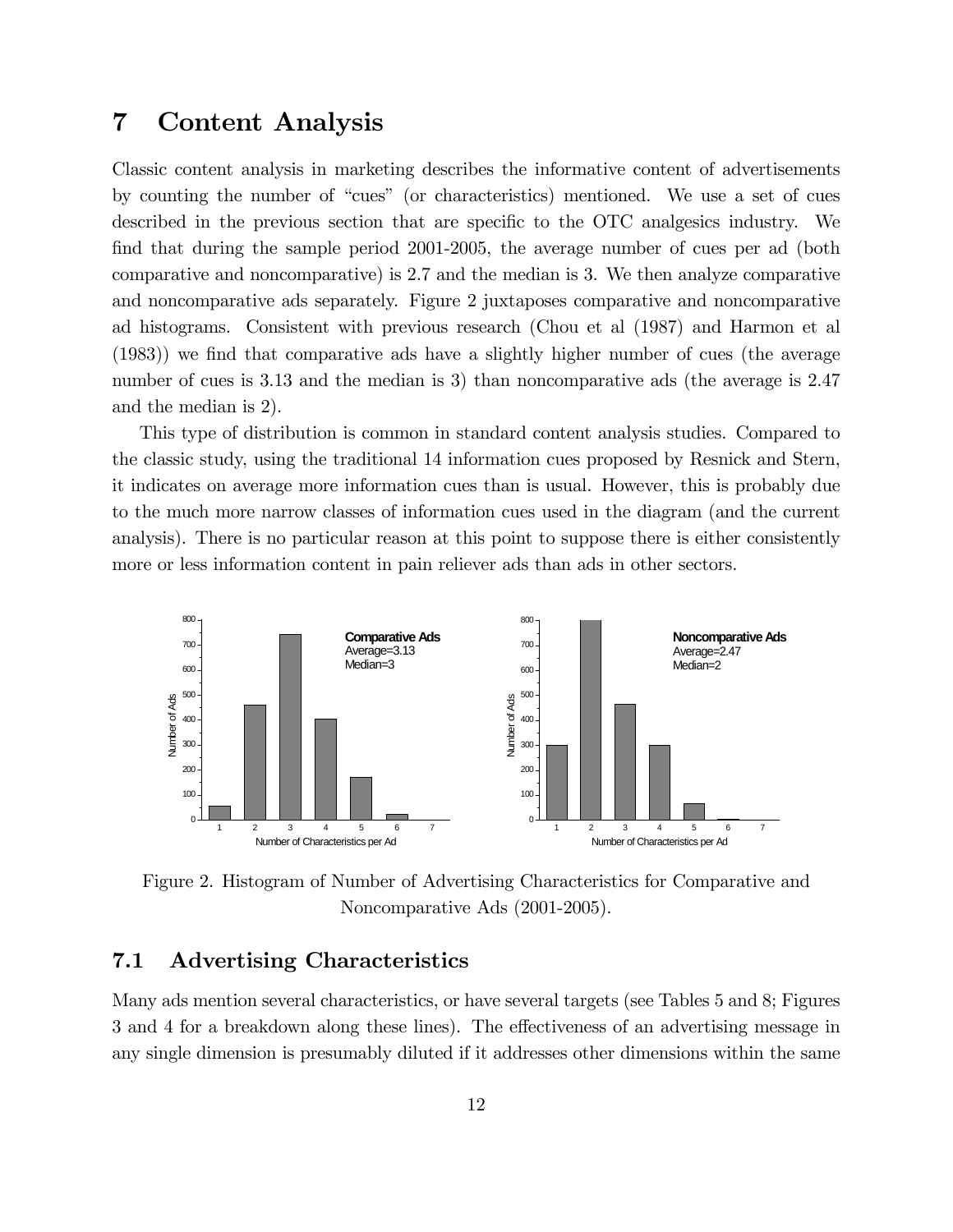# 7 Content Analysis

Classic content analysis in marketing describes the informative content of advertisements by counting the number of "cues" (or characteristics) mentioned. We use a set of cues described in the previous section that are specific to the OTC analgesics industry. We find that during the sample period 2001-2005, the average number of cues per ad (both comparative and noncomparative) is 2.7 and the median is 3. We then analyze comparative and noncomparative ads separately. Figure 2 juxtaposes comparative and noncomparative ad histograms. Consistent with previous research (Chou et al (1987) and Harmon et al (1983)) we find that comparative ads have a slightly higher number of cues (the average number of cues is 3.13 and the median is 3) than noncomparative ads (the average is 2.47 and the median is 2).

This type of distribution is common in standard content analysis studies. Compared to the classic study, using the traditional 14 information cues proposed by Resnick and Stern, it indicates on average more information cues than is usual. However, this is probably due to the much more narrow classes of information cues used in the diagram (and the current analysis). There is no particular reason at this point to suppose there is either consistently more or less information content in pain reliever ads than ads in other sectors.

Figure 2. Histogram of Number of Advertising Characteristics for Comparative and Noncomparative Ads (2001-2005).

## 7.1 Advertising Characteristics

Many ads mention several characteristics, or have several targets (see Tables 5 and 8; Figures 3 and 4 for a breakdown along these lines). The effectiveness of an advertising message in any single dimension is presumably diluted if it addresses other dimensions within the same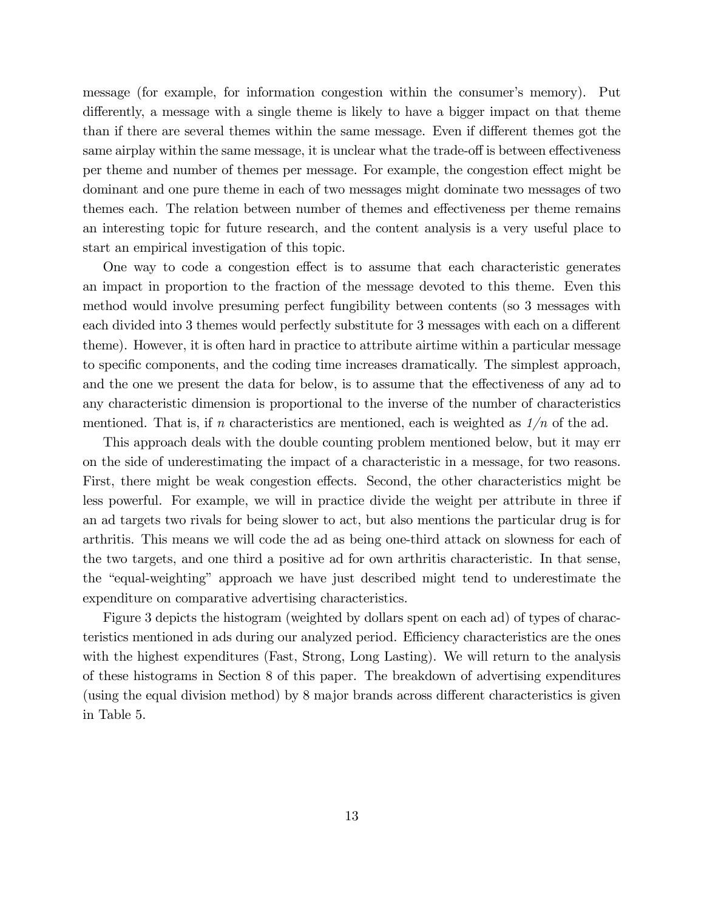message (for example, for information congestion within the consumer's memory). Put differently, a message with a single theme is likely to have a bigger impact on that theme than if there are several themes within the same message. Even if different themes got the same airplay within the same message, it is unclear what the trade-off is between effectiveness per theme and number of themes per message. For example, the congestion effect might be dominant and one pure theme in each of two messages might dominate two messages of two themes each. The relation between number of themes and effectiveness per theme remains an interesting topic for future research, and the content analysis is a very useful place to start an empirical investigation of this topic.

One way to code a congestion effect is to assume that each characteristic generates an impact in proportion to the fraction of the message devoted to this theme. Even this method would involve presuming perfect fungibility between contents (so 3 messages with each divided into 3 themes would perfectly substitute for 3 messages with each on a different theme). However, it is often hard in practice to attribute airtime within a particular message to specific components, and the coding time increases dramatically. The simplest approach, and the one we present the data for below, is to assume that the effectiveness of any ad to any characteristic dimension is proportional to the inverse of the number of characteristics mentioned. That is, if $n$ characteristics are mentioned, each is weighted as *1/n* of the ad.

This approach deals with the double counting problem mentioned below, but it may err on the side of underestimating the impact of a characteristic in a message, for two reasons. First, there might be weak congestion effects. Second, the other characteristics might be less powerful. For example, we will in practice divide the weight per attribute in three if an ad targets two rivals for being slower to act, but also mentions the particular drug is for arthritis. This means we will code the ad as being one-third attack on slowness for each of the two targets, and one third a positive ad for own arthritis characteristic. In that sense, the "equal-weighting" approach we have just described might tend to underestimate the expenditure on comparative advertising characteristics.

Figure 3 depicts the histogram (weighted by dollars spent on each ad) of types of characteristics mentioned in ads during our analyzed period. Efficiency characteristics are the ones with the highest expenditures (Fast, Strong, Long Lasting). We will return to the analysis of these histograms in Section 8 of this paper. The breakdown of advertising expenditures (using the equal division method) by 8 major brands across different characteristics is given in Table 5.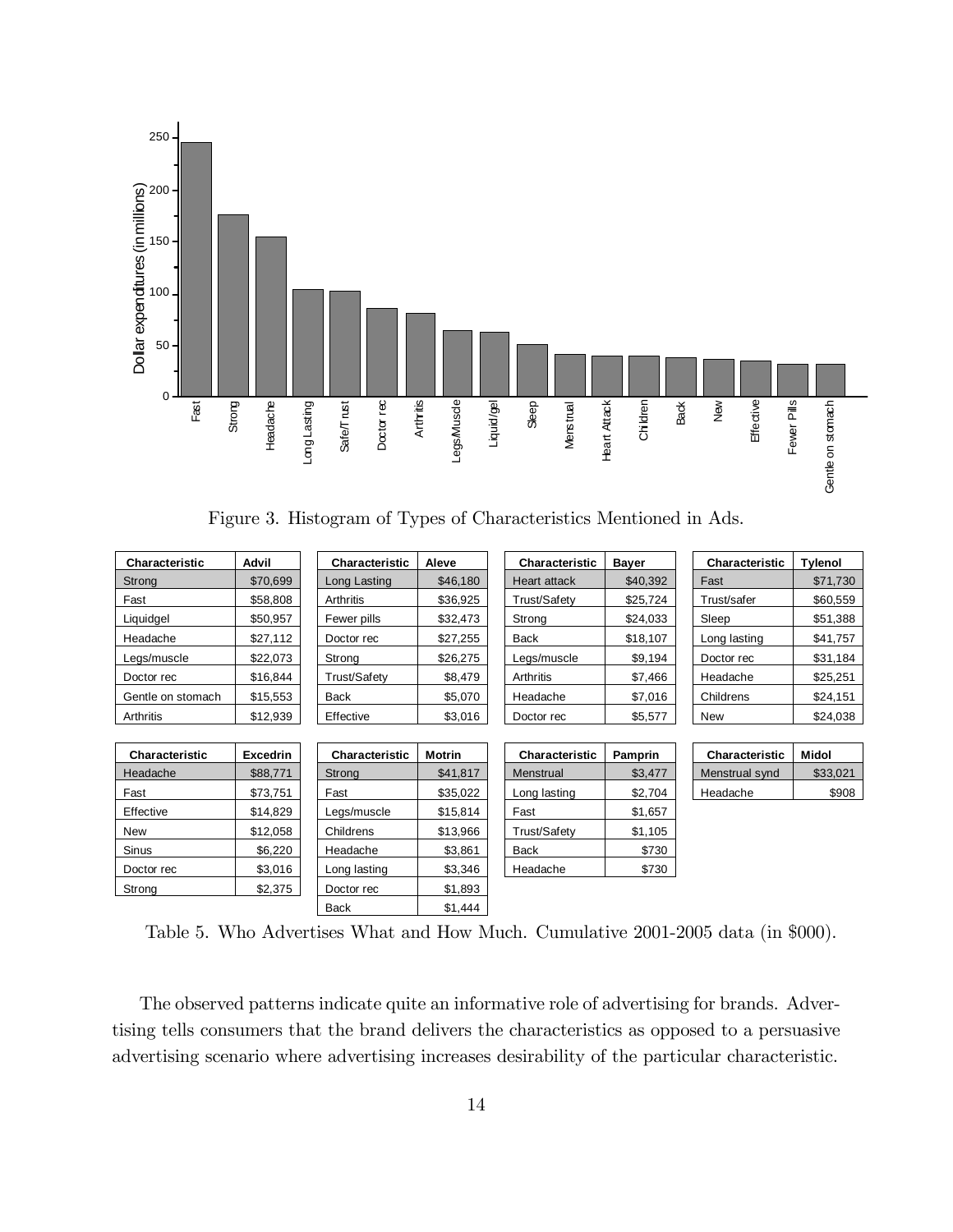Figure 3. Histogram of Types of Characteristics Mentioned in Ads.

| Characteristic | Advil |
|---|---|
| Strong | $70,699 |
| Fast | $58,808 |
| Liquidgel | $50,957 |
| Headache | $27,112 |
| Legs/muscle | $22,073 |
| Doctor rec | $16,844 |
| Gentle on stomach | $15,553 |
| Arthritis | $12,939 |

| Characteristic | Aleve |
|---|---|
| Long Lasting | $46,180 |
| Arthritis | $36,925 |
| Fewer pills | $32,473 |
| Doctor rec | $27,255 |
| Strong | $26,275 |
| Trust/Safety | $8,479 |
| Back | $5,070 |
| Effective | $3,016 |

| Characteristic | Bayer |
|---|---|
| Heart attack | $40,392 |
| Trust/Safety | $25,724 |
| Strong | $24,033 |
| Back | $18,107 |
| Legs/muscle | $9,194 |
| Arthritis | $7,466 |
| Headache | $7,016 |
| Doctor rec | $5,577 |

| Characteristic | Tylenol |
|---|---|
| Fast | $71,730 |
| Trust/safer | $60,559 |
| Sleep | $51,388 |
| Long lasting | $41,757 |
| Doctor rec | $31,184 |
| Headache | $25,251 |
| Childrens | $24,151 |
| New | $24,038 |

| Characteristic | Excedrin |
|---|---|
| Headache | $88,771 |
| Fast | $73,751 |
| Effective | $14,829 |
| New | $12,058 |
| Sinus | $6,220 |
| Doctor rec | $3,016 |
| Strong | $2,375 |

| Characteristic | Motrin |
|---|---|
| Strong | $41,817 |
| Fast | $35,022 |
| Legs/muscle | $15,814 |
| Childrens | $13,966 |
| Headache | $3,861 |
| Long lasting | $3,346 |
| Doctor rec | $1,893 |
| Back | $1,444 |

| Characteristic | Pamprin |
|---|---|
| Menstrual | $3,477 |
| Long lasting | $2,704 |
| Fast | $1,657 |
| Trust/Safety | $1,105 |
| Back | $730 |
| Headache | $730 |

| Characteristic | Midol |
|---|---|
| Menstrual synd | $33,021 |
| Headache | $908 |

Table 5. Who Advertises What and How Much. Cumulative 2001-2005 data (in $000).

The observed patterns indicate quite an informative role of advertising for brands. Advertising tells consumers that the brand delivers the characteristics as opposed to a persuasive advertising scenario where advertising increases desirability of the particular characteristic.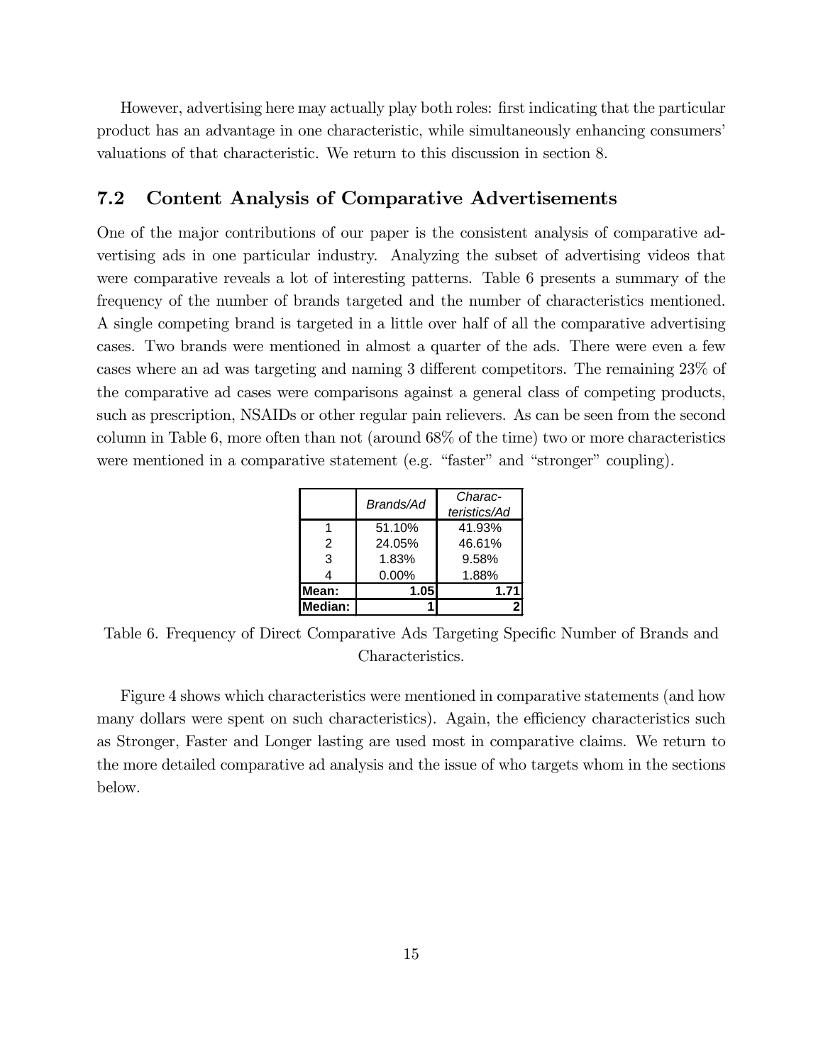However, advertising here may actually play both roles: first indicating that the particular product has an advantage in one characteristic, while simultaneously enhancing consumers' valuations of that characteristic. We return to this discussion in section 8.

## 7.2 Content Analysis of Comparative Advertisements

One of the major contributions of our paper is the consistent analysis of comparative advertising ads in one particular industry. Analyzing the subset of advertising videos that were comparative reveals a lot of interesting patterns. Table 6 presents a summary of the frequency of the number of brands targeted and the number of characteristics mentioned. A single competing brand is targeted in a little over half of all the comparative advertising cases. Two brands were mentioned in almost a quarter of the ads. There were even a few cases where an ad was targeting and naming 3 different competitors. The remaining 23% of the comparative ad cases were comparisons against a general class of competing products, such as prescription, NSAIDs or other regular pain relievers. As can be seen from the second column in Table 6, more often than not (around 68% of the time) two or more characteristics were mentioned in a comparative statement (e.g. "faster" and "stronger" coupling).

| | *Brands/Ad* | *Characteristics/Ad* |
|---|---|---|
| 1 | 51.10% | 41.93% |
| 2 | 24.05% | 46.61% |
| 3 | 1.83% | 9.58% |
| 4 | 0.00% | 1.88% |
| **Mean:** | **1.05** | **1.71** |
| **Median:** | **1** | **2** |

Table 6. Frequency of Direct Comparative Ads Targeting Specific Number of Brands and Characteristics.

Figure 4 shows which characteristics were mentioned in comparative statements (and how many dollars were spent on such characteristics). Again, the efficiency characteristics such as Stronger, Faster and Longer lasting are used most in comparative claims. We return to the more detailed comparative ad analysis and the issue of who targets whom in the sections below.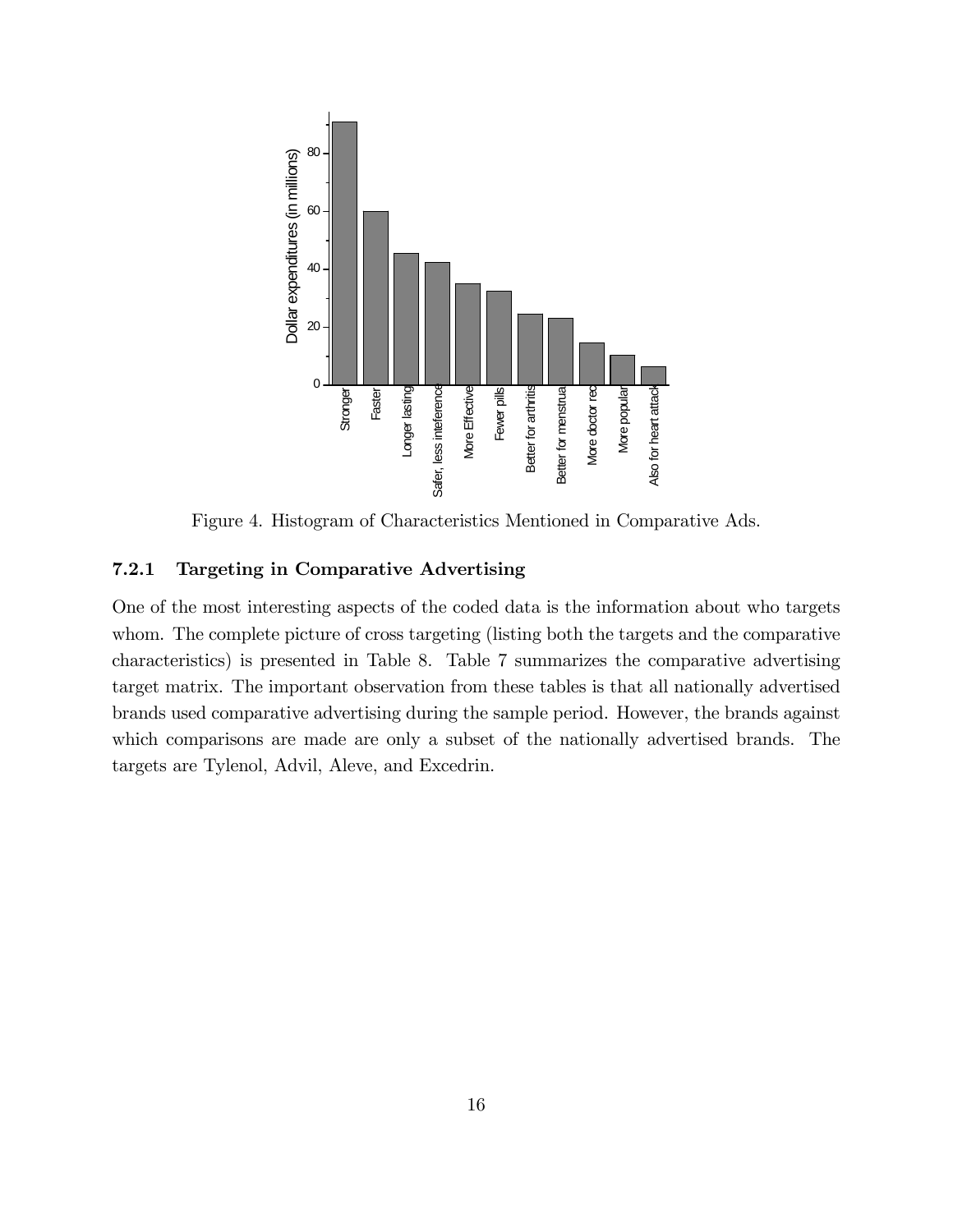Figure 4. Histogram of Characteristics Mentioned in Comparative Ads.

### 7.2.1 Targeting in Comparative Advertising

One of the most interesting aspects of the coded data is the information about who targets whom. The complete picture of cross targeting (listing both the targets and the comparative characteristics) is presented in Table 8. Table 7 summarizes the comparative advertising target matrix. The important observation from these tables is that all nationally advertised brands used comparative advertising during the sample period. However, the brands against which comparisons are made are only a subset of the nationally advertised brands. The targets are Tylenol, Advil, Aleve, and Excedrin.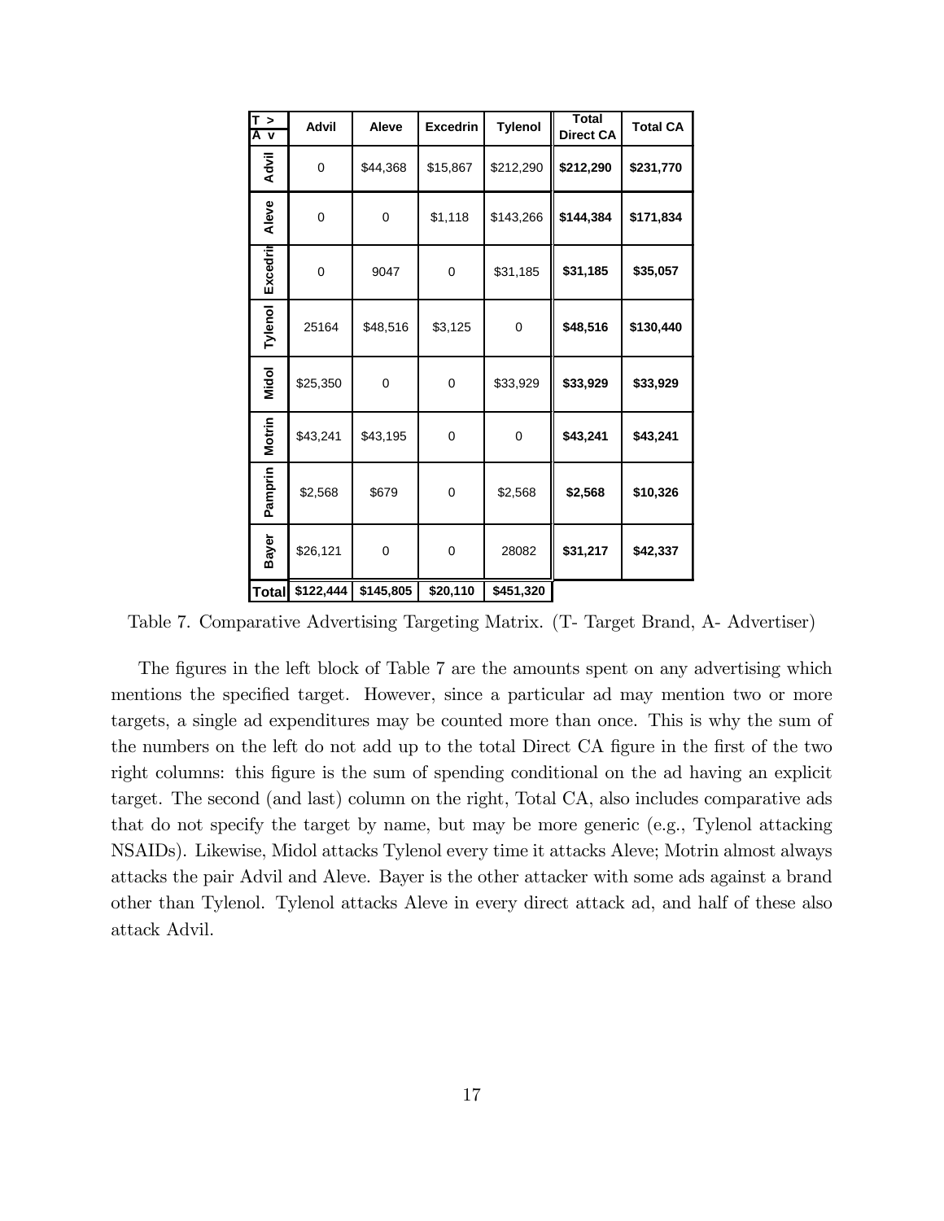| T > / A v | Advil | Aleve | Excedrin | Tylenol | Total Direct CA | Total CA |
|---|---|---|---|---|---|---|
| **Advil** | 0 | $44,368 | $15,867 | $212,290 | **$212,290** | **$231,770** |
| **Aleve** | 0 | 0 | $1,118 | $143,266 | **$144,384** | **$171,834** |
| **Excedrin** | 0 | 9047 | 0 | $31,185 | **$31,185** | **$35,057** |
| **Tylenol** | 25164 | $48,516 | $3,125 | 0 | **$48,516** | **$130,440** |
| **Midol** | $25,350 | 0 | 0 | $33,929 | **$33,929** | **$33,929** |
| **Motrin** | $43,241 | $43,195 | 0 | 0 | **$43,241** | **$43,241** |
| **Pamprin** | $2,568 | $679 | 0 | $2,568 | **$2,568** | **$10,326** |
| **Bayer** | $26,121 | 0 | 0 | 28082 | **$31,217** | **$42,337** |
| **Total** | **$122,444** | **$145,805** | **$20,110** | **$451,320** | | |

Table 7. Comparative Advertising Targeting Matrix. (T- Target Brand, A- Advertiser)

The figures in the left block of Table 7 are the amounts spent on any advertising which mentions the specified target. However, since a particular ad may mention two or more targets, a single ad expenditures may be counted more than once. This is why the sum of the numbers on the left do not add up to the total Direct CA figure in the first of the two right columns: this figure is the sum of spending conditional on the ad having an explicit target. The second (and last) column on the right, Total CA, also includes comparative ads that do not specify the target by name, but may be more generic (e.g., Tylenol attacking NSAIDs). Likewise, Midol attacks Tylenol every time it attacks Aleve; Motrin almost always attacks the pair Advil and Aleve. Bayer is the other attacker with some ads against a brand other than Tylenol. Tylenol attacks Aleve in every direct attack ad, and half of these also attack Advil.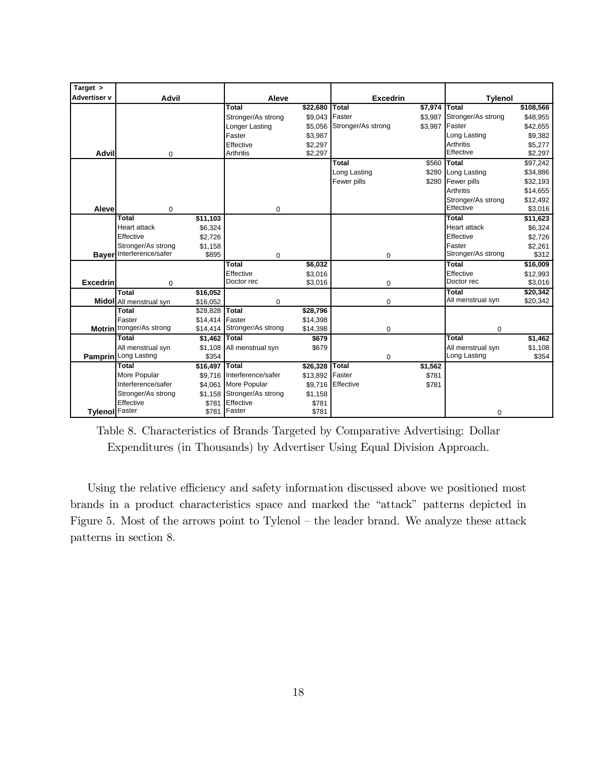| Target > Advertiser v | Advil | | Aleve | | Excedrin | | Tylenol | |
|---|---|---|---|---|---|---|---|---|
| **Advil** | | | **Total** | **$22,680** | **Total** | **$7,974** | **Total** | **$108,566** |
| | | | Stronger/As strong | $9,043 | Faster | $3,987 | Stronger/As strong | $48,955 |
| | | | Longer Lasting | $5,056 | Stronger/As strong | $3,987 | Faster | $42,655 |
| | | | Faster | $3,987 | | | Long Lasting | $9,382 |
| | | | Effective | $2,297 | | | Arthritis | $5,277 |
| | 0 | | Arthritis | $2,297 | | | Effective | $2,297 |
| **Aleve** | | | | | **Total** | **$560** | **Total** | **$97,242** |
| | | | | | Long Lasting | $280 | Long Lasting | $34,886 |
| | | | | | Fewer pills | $280 | Fewer pills | $32,193 |
| | | | | | | | Arthritis | $14,655 |
| | | | | | | | Stronger/As strong | $12,492 |
| | 0 | | 0 | | | | Effective | $3,016 |
| **Bayer** | **Total** | **$11,103** | | | | | **Total** | **$11,623** |
| | Heart attack | $6,324 | | | | | Heart attack | $6,324 |
| | Effective | $2,726 | | | | | Effective | $2,726 |
| | Stronger/As strong | $1,158 | | | | | Faster | $2,261 |
| | Interference/safer | $895 | 0 | | 0 | | Stronger/As strong | $312 |
| **Excedrin** | | | **Total** | **$6,032** | | | **Total** | **$16,009** |
| | | | Effective | $3,016 | | | Effective | $12,993 |
| | 0 | | Doctor rec | $3,016 | 0 | | Doctor rec | $3,016 |
| **Midol** | **Total** | **$16,052** | | | | | **Total** | **$20,342** |
| | All menstrual syn | $16,052 | 0 | | 0 | | All menstrual syn | $20,342 |
| **Motrin** | **Total** | **$28,828** | **Total** | **$28,796** | | | | |
| | Faster | $14,414 | Faster | $14,398 | | | | |
| | tronger/As strong | $14,414 | Stronger/As strong | $14,398 | 0 | | 0 | |
| **Pamprin** | **Total** | **$1,462** | **Total** | **$679** | | | **Total** | **$1,462** |
| | All menstrual syn | $1,108 | All menstrual syn | $679 | | | All menstrual syn | $1,108 |
| | Long Lasting | $354 | | | 0 | | Long Lasting | $354 |
| **Tylenol** | **Total** | **$16,497** | **Total** | **$26,328** | **Total** | **$1,562** | | |
| | More Popular | $9,716 | Interference/safer | $13,892 | Faster | $781 | | |
| | Interference/safer | $4,061 | More Popular | $9,716 | Effective | $781 | | |
| | Stronger/As strong | $1,158 | Stronger/As strong | $1,158 | | | | |
| | Effective | $781 | Effective | $781 | | | | |
| | Faster | $781 | Faster | $781 | | | 0 | |

Table 8. Characteristics of Brands Targeted by Comparative Advertising: Dollar Expenditures (in Thousands) by Advertiser Using Equal Division Approach.

Using the relative efficiency and safety information discussed above we positioned most brands in a product characteristics space and marked the "attack" patterns depicted in Figure 5. Most of the arrows point to Tylenol – the leader brand. We analyze these attack patterns in section 8.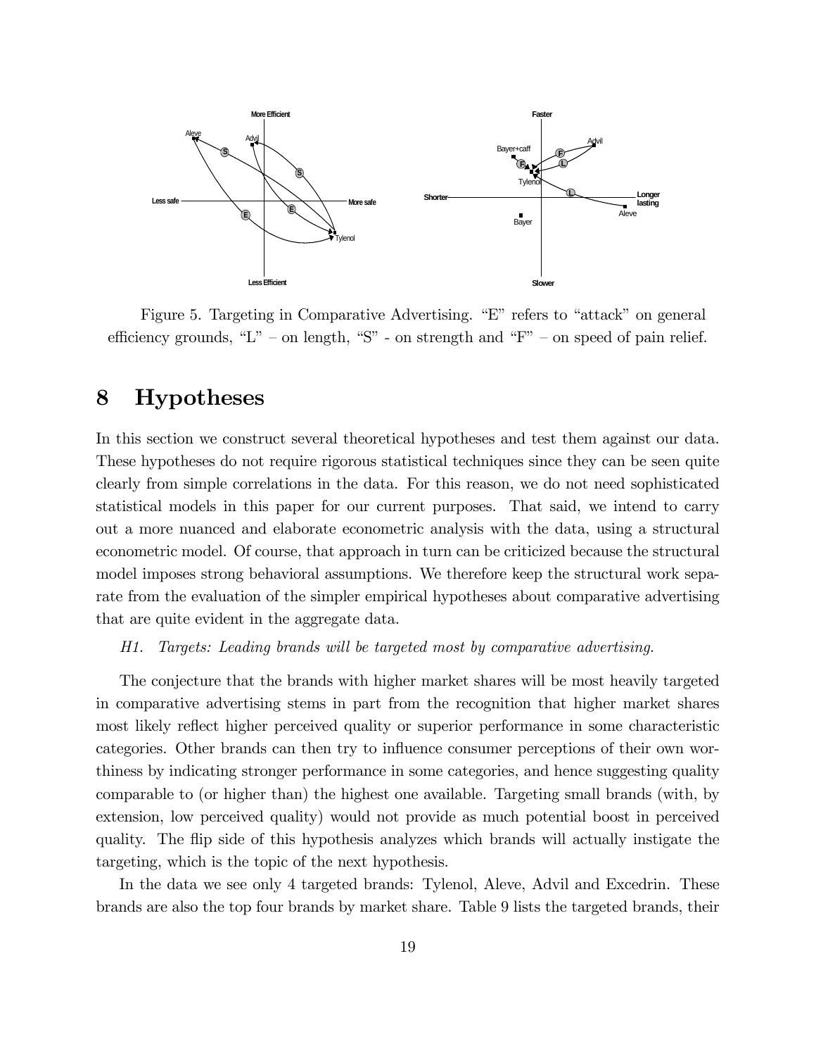Figure 5. Targeting in Comparative Advertising. “E” refers to “attack” on general efficiency grounds, “L” – on length, “S” - on strength and “F” – on speed of pain relief.

# 8 Hypotheses

In this section we construct several theoretical hypotheses and test them against our data. These hypotheses do not require rigorous statistical techniques since they can be seen quite clearly from simple correlations in the data. For this reason, we do not need sophisticated statistical models in this paper for our current purposes. That said, we intend to carry out a more nuanced and elaborate econometric analysis with the data, using a structural econometric model. Of course, that approach in turn can be criticized because the structural model imposes strong behavioral assumptions. We therefore keep the structural work separate from the evaluation of the simpler empirical hypotheses about comparative advertising that are quite evident in the aggregate data.

*H1. Targets: Leading brands will be targeted most by comparative advertising.*

The conjecture that the brands with higher market shares will be most heavily targeted in comparative advertising stems in part from the recognition that higher market shares most likely reflect higher perceived quality or superior performance in some characteristic categories. Other brands can then try to influence consumer perceptions of their own worthiness by indicating stronger performance in some categories, and hence suggesting quality comparable to (or higher than) the highest one available. Targeting small brands (with, by extension, low perceived quality) would not provide as much potential boost in perceived quality. The flip side of this hypothesis analyzes which brands will actually instigate the targeting, which is the topic of the next hypothesis.

In the data we see only 4 targeted brands: Tylenol, Aleve, Advil and Excedrin. These brands are also the top four brands by market share. Table 9 lists the targeted brands, their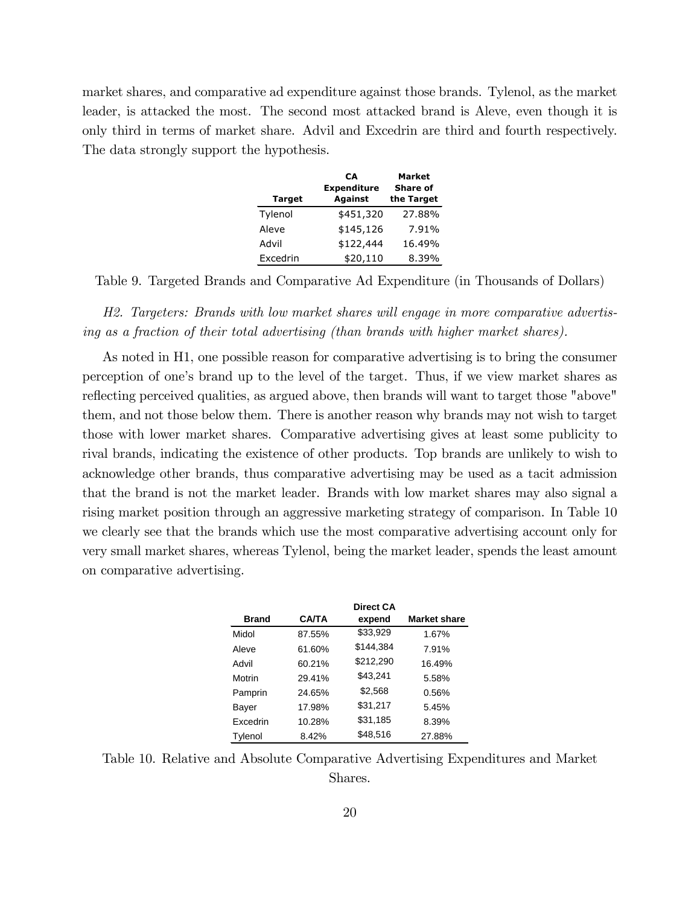market shares, and comparative ad expenditure against those brands. Tylenol, as the market leader, is attacked the most. The second most attacked brand is Aleve, even though it is only third in terms of market share. Advil and Excedrin are third and fourth respectively. The data strongly support the hypothesis.

| Target | CA Expenditure Against | Market Share of the Target |
|---|---|---|
| Tylenol | $451,320 | 27.88% |
| Aleve | $145,126 | 7.91% |
| Advil | $122,444 | 16.49% |
| Excedrin | $20,110 | 8.39% |

Table 9. Targeted Brands and Comparative Ad Expenditure (in Thousands of Dollars)

*H2. Targeters: Brands with low market shares will engage in more comparative advertising as a fraction of their total advertising (than brands with higher market shares).*

As noted in H1, one possible reason for comparative advertising is to bring the consumer perception of one's brand up to the level of the target. Thus, if we view market shares as reflecting perceived qualities, as argued above, then brands will want to target those "above" them, and not those below them. There is another reason why brands may not wish to target those with lower market shares. Comparative advertising gives at least some publicity to rival brands, indicating the existence of other products. Top brands are unlikely to wish to acknowledge other brands, thus comparative advertising may be used as a tacit admission that the brand is not the market leader. Brands with low market shares may also signal a rising market position through an aggressive marketing strategy of comparison. In Table 10 we clearly see that the brands which use the most comparative advertising account only for very small market shares, whereas Tylenol, being the market leader, spends the least amount on comparative advertising.

| Brand | CA/TA | Direct CA expend | Market share |
|---|---|---|---|
| Midol | 87.55% | $33,929 | 1.67% |
| Aleve | 61.60% | $144,384 | 7.91% |
| Advil | 60.21% | $212,290 | 16.49% |
| Motrin | 29.41% | $43,241 | 5.58% |
| Pamprin | 24.65% | $2,568 | 0.56% |
| Bayer | 17.98% | $31,217 | 5.45% |
| Excedrin | 10.28% | $31,185 | 8.39% |
| Tylenol | 8.42% | $48,516 | 27.88% |

Table 10. Relative and Absolute Comparative Advertising Expenditures and Market Shares.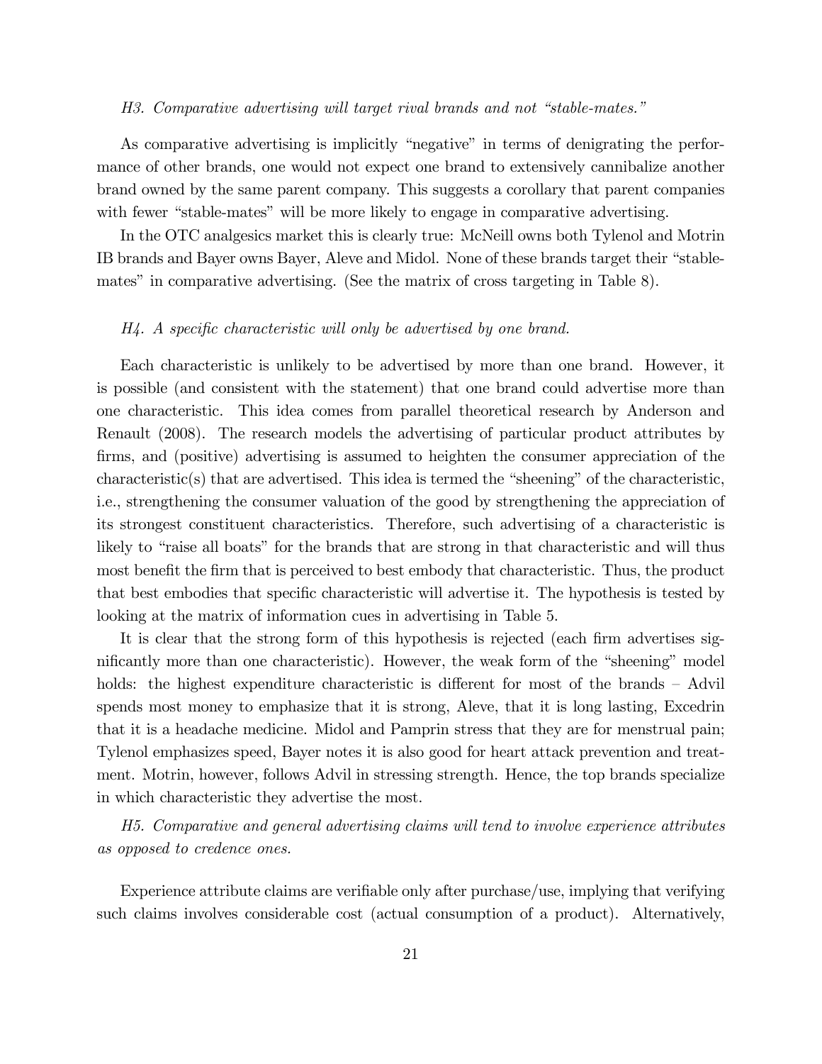*H3. Comparative advertising will target rival brands and not "stable-mates."*

As comparative advertising is implicitly "negative" in terms of denigrating the performance of other brands, one would not expect one brand to extensively cannibalize another brand owned by the same parent company. This suggests a corollary that parent companies with fewer "stable-mates" will be more likely to engage in comparative advertising.

In the OTC analgesics market this is clearly true: McNeill owns both Tylenol and Motrin IB brands and Bayer owns Bayer, Aleve and Midol. None of these brands target their "stable-mates" in comparative advertising. (See the matrix of cross targeting in Table 8).

*H4. A specific characteristic will only be advertised by one brand.*

Each characteristic is unlikely to be advertised by more than one brand. However, it is possible (and consistent with the statement) that one brand could advertise more than one characteristic. This idea comes from parallel theoretical research by Anderson and Renault (2008). The research models the advertising of particular product attributes by firms, and (positive) advertising is assumed to heighten the consumer appreciation of the characteristic(s) that are advertised. This idea is termed the "sheening" of the characteristic, i.e., strengthening the consumer valuation of the good by strengthening the appreciation of its strongest constituent characteristics. Therefore, such advertising of a characteristic is likely to "raise all boats" for the brands that are strong in that characteristic and will thus most benefit the firm that is perceived to best embody that characteristic. Thus, the product that best embodies that specific characteristic will advertise it. The hypothesis is tested by looking at the matrix of information cues in advertising in Table 5.

It is clear that the strong form of this hypothesis is rejected (each firm advertises significantly more than one characteristic). However, the weak form of the "sheening" model holds: the highest expenditure characteristic is different for most of the brands – Advil spends most money to emphasize that it is strong, Aleve, that it is long lasting, Excedrin that it is a headache medicine. Midol and Pamprin stress that they are for menstrual pain; Tylenol emphasizes speed, Bayer notes it is also good for heart attack prevention and treatment. Motrin, however, follows Advil in stressing strength. Hence, the top brands specialize in which characteristic they advertise the most.

*H5. Comparative and general advertising claims will tend to involve experience attributes as opposed to credence ones.*

Experience attribute claims are verifiable only after purchase/use, implying that verifying such claims involves considerable cost (actual consumption of a product). Alternatively,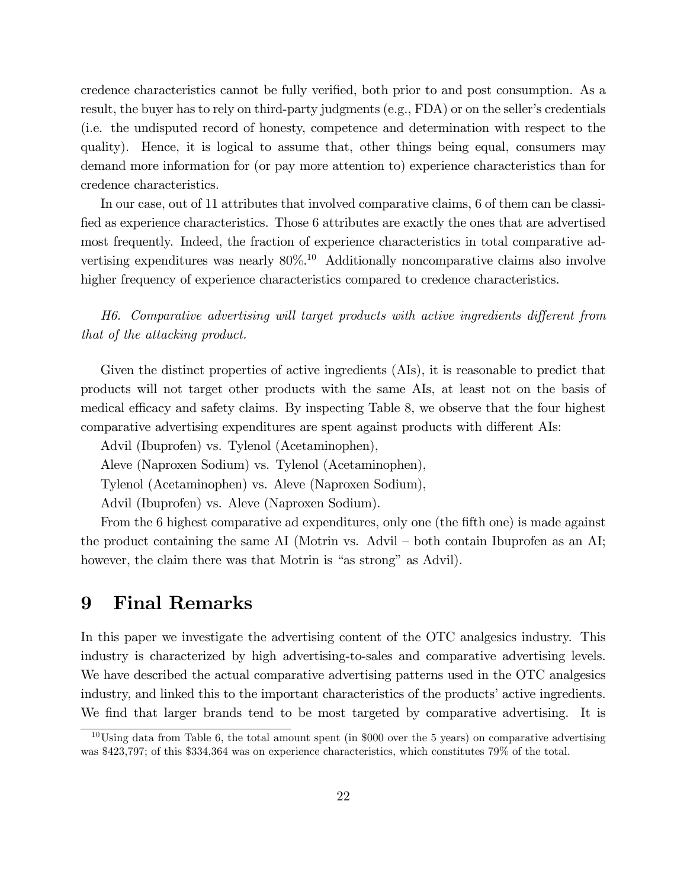credence characteristics cannot be fully verified, both prior to and post consumption. As a result, the buyer has to rely on third-party judgments (e.g., FDA) or on the seller's credentials (i.e. the undisputed record of honesty, competence and determination with respect to the quality). Hence, it is logical to assume that, other things being equal, consumers may demand more information for (or pay more attention to) experience characteristics than for credence characteristics.

In our case, out of 11 attributes that involved comparative claims, 6 of them can be classified as experience characteristics. Those 6 attributes are exactly the ones that are advertised most frequently. Indeed, the fraction of experience characteristics in total comparative advertising expenditures was nearly 80%.[10] Additionally noncomparative claims also involve higher frequency of experience characteristics compared to credence characteristics.

*H6. Comparative advertising will target products with active ingredients different from that of the attacking product.*

Given the distinct properties of active ingredients (AIs), it is reasonable to predict that products will not target other products with the same AIs, at least not on the basis of medical efficacy and safety claims. By inspecting Table 8, we observe that the four highest comparative advertising expenditures are spent against products with different AIs:

Advil (Ibuprofen) vs. Tylenol (Acetaminophen),

Aleve (Naproxen Sodium) vs. Tylenol (Acetaminophen),

Tylenol (Acetaminophen) vs. Aleve (Naproxen Sodium),

Advil (Ibuprofen) vs. Aleve (Naproxen Sodium).

From the 6 highest comparative ad expenditures, only one (the fifth one) is made against the product containing the same AI (Motrin vs. Advil – both contain Ibuprofen as an AI; however, the claim there was that Motrin is "as strong" as Advil).

# 9 Final Remarks

In this paper we investigate the advertising content of the OTC analgesics industry. This industry is characterized by high advertising-to-sales and comparative advertising levels. We have described the actual comparative advertising patterns used in the OTC analgesics industry, and linked this to the important characteristics of the products' active ingredients. We find that larger brands tend to be most targeted by comparative advertising. It is

[10] Using data from Table 6, the total amount spent (in $000 over the 5 years) on comparative advertising was $423,797; of this $334,364 was on experience characteristics, which constitutes 79% of the total.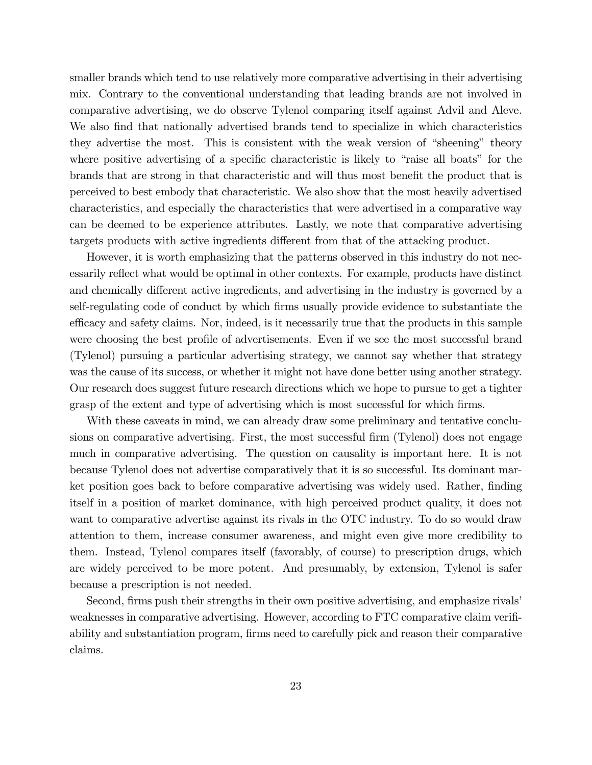smaller brands which tend to use relatively more comparative advertising in their advertising mix. Contrary to the conventional understanding that leading brands are not involved in comparative advertising, we do observe Tylenol comparing itself against Advil and Aleve. We also find that nationally advertised brands tend to specialize in which characteristics they advertise the most. This is consistent with the weak version of "sheening" theory where positive advertising of a specific characteristic is likely to "raise all boats" for the brands that are strong in that characteristic and will thus most benefit the product that is perceived to best embody that characteristic. We also show that the most heavily advertised characteristics, and especially the characteristics that were advertised in a comparative way can be deemed to be experience attributes. Lastly, we note that comparative advertising targets products with active ingredients different from that of the attacking product.

However, it is worth emphasizing that the patterns observed in this industry do not necessarily reflect what would be optimal in other contexts. For example, products have distinct and chemically different active ingredients, and advertising in the industry is governed by a self-regulating code of conduct by which firms usually provide evidence to substantiate the efficacy and safety claims. Nor, indeed, is it necessarily true that the products in this sample were choosing the best profile of advertisements. Even if we see the most successful brand (Tylenol) pursuing a particular advertising strategy, we cannot say whether that strategy was the cause of its success, or whether it might not have done better using another strategy. Our research does suggest future research directions which we hope to pursue to get a tighter grasp of the extent and type of advertising which is most successful for which firms.

With these caveats in mind, we can already draw some preliminary and tentative conclusions on comparative advertising. First, the most successful firm (Tylenol) does not engage much in comparative advertising. The question on causality is important here. It is not because Tylenol does not advertise comparatively that it is so successful. Its dominant market position goes back to before comparative advertising was widely used. Rather, finding itself in a position of market dominance, with high perceived product quality, it does not want to comparative advertise against its rivals in the OTC industry. To do so would draw attention to them, increase consumer awareness, and might even give more credibility to them. Instead, Tylenol compares itself (favorably, of course) to prescription drugs, which are widely perceived to be more potent. And presumably, by extension, Tylenol is safer because a prescription is not needed.

Second, firms push their strengths in their own positive advertising, and emphasize rivals' weaknesses in comparative advertising. However, according to FTC comparative claim verifiability and substantiation program, firms need to carefully pick and reason their comparative claims.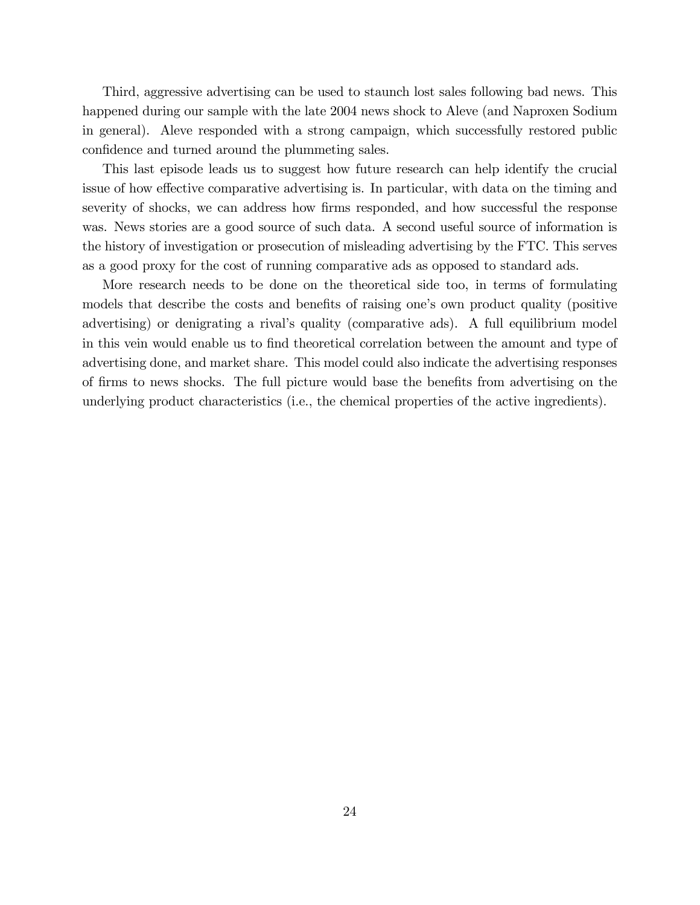Third, aggressive advertising can be used to staunch lost sales following bad news. This happened during our sample with the late 2004 news shock to Aleve (and Naproxen Sodium in general). Aleve responded with a strong campaign, which successfully restored public confidence and turned around the plummeting sales.

This last episode leads us to suggest how future research can help identify the crucial issue of how effective comparative advertising is. In particular, with data on the timing and severity of shocks, we can address how firms responded, and how successful the response was. News stories are a good source of such data. A second useful source of information is the history of investigation or prosecution of misleading advertising by the FTC. This serves as a good proxy for the cost of running comparative ads as opposed to standard ads.

More research needs to be done on the theoretical side too, in terms of formulating models that describe the costs and benefits of raising one's own product quality (positive advertising) or denigrating a rival's quality (comparative ads). A full equilibrium model in this vein would enable us to find theoretical correlation between the amount and type of advertising done, and market share. This model could also indicate the advertising responses of firms to news shocks. The full picture would base the benefits from advertising on the underlying product characteristics (i.e., the chemical properties of the active ingredients).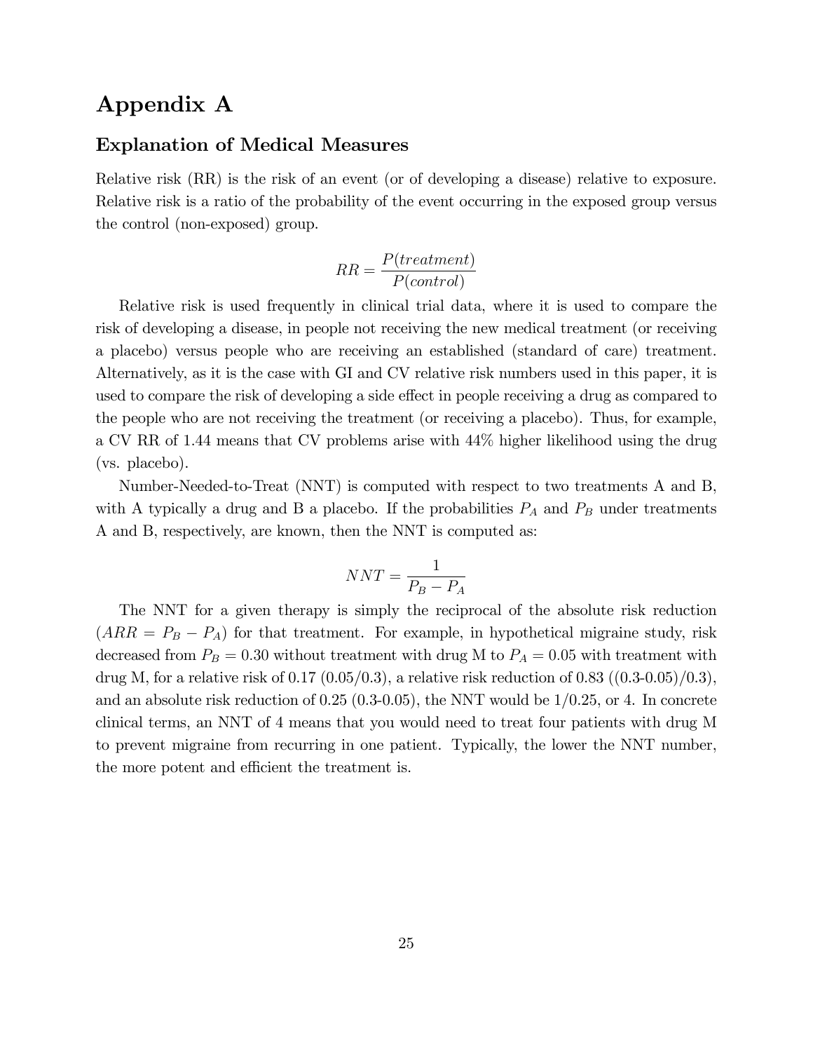# Appendix A

## Explanation of Medical Measures

Relative risk (RR) is the risk of an event (or of developing a disease) relative to exposure. Relative risk is a ratio of the probability of the event occurring in the exposed group versus the control (non-exposed) group.

$$RR = \frac{P(treatment)}{P(control)}$$

Relative risk is used frequently in clinical trial data, where it is used to compare the risk of developing a disease, in people not receiving the new medical treatment (or receiving a placebo) versus people who are receiving an established (standard of care) treatment. Alternatively, as it is the case with GI and CV relative risk numbers used in this paper, it is used to compare the risk of developing a side effect in people receiving a drug as compared to the people who are not receiving the treatment (or receiving a placebo). Thus, for example, a CV RR of 1.44 means that CV problems arise with 44% higher likelihood using the drug (vs. placebo).

Number-Needed-to-Treat (NNT) is computed with respect to two treatments A and B, with A typically a drug and B a placebo. If the probabilities $P_A$ and $P_B$ under treatments A and B, respectively, are known, then the NNT is computed as:

$$NNT = \frac{1}{P_B - P_A}$$

The NNT for a given therapy is simply the reciprocal of the absolute risk reduction ($ARR = P_B - P_A$) for that treatment. For example, in hypothetical migraine study, risk decreased from $P_B = 0.30$ without treatment with drug M to $P_A = 0.05$ with treatment with drug M, for a relative risk of 0.17 (0.05/0.3), a relative risk reduction of 0.83 ((0.3-0.05)/0.3), and an absolute risk reduction of 0.25 (0.3-0.05), the NNT would be 1/0.25, or 4. In concrete clinical terms, an NNT of 4 means that you would need to treat four patients with drug M to prevent migraine from recurring in one patient. Typically, the lower the NNT number, the more potent and efficient the treatment is.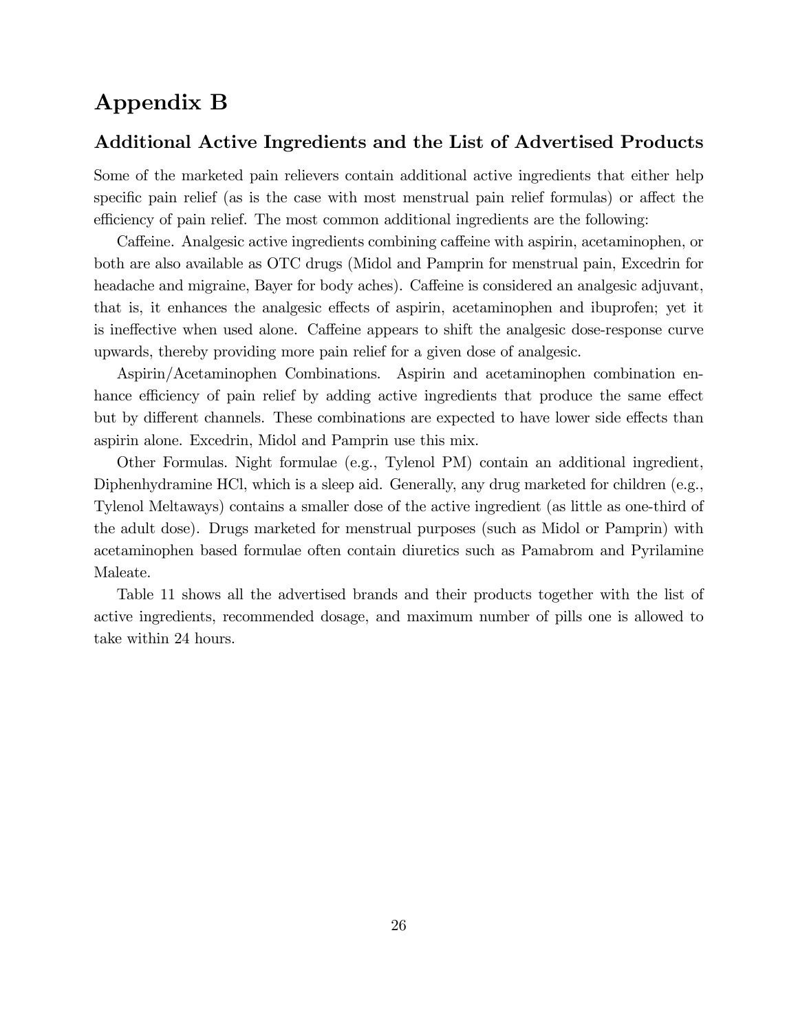# Appendix B

## Additional Active Ingredients and the List of Advertised Products

Some of the marketed pain relievers contain additional active ingredients that either help specific pain relief (as is the case with most menstrual pain relief formulas) or affect the efficiency of pain relief. The most common additional ingredients are the following:

Caffeine. Analgesic active ingredients combining caffeine with aspirin, acetaminophen, or both are also available as OTC drugs (Midol and Pamprin for menstrual pain, Excedrin for headache and migraine, Bayer for body aches). Caffeine is considered an analgesic adjuvant, that is, it enhances the analgesic effects of aspirin, acetaminophen and ibuprofen; yet it is ineffective when used alone. Caffeine appears to shift the analgesic dose-response curve upwards, thereby providing more pain relief for a given dose of analgesic.

Aspirin/Acetaminophen Combinations. Aspirin and acetaminophen combination enhance efficiency of pain relief by adding active ingredients that produce the same effect but by different channels. These combinations are expected to have lower side effects than aspirin alone. Excedrin, Midol and Pamprin use this mix.

Other Formulas. Night formulae (e.g., Tylenol PM) contain an additional ingredient, Diphenhydramine HCl, which is a sleep aid. Generally, any drug marketed for children (e.g., Tylenol Meltaways) contains a smaller dose of the active ingredient (as little as one-third of the adult dose). Drugs marketed for menstrual purposes (such as Midol or Pamprin) with acetaminophen based formulae often contain diuretics such as Pamabrom and Pyrilamine Maleate.

Table 11 shows all the advertised brands and their products together with the list of active ingredients, recommended dosage, and maximum number of pills one is allowed to take within 24 hours.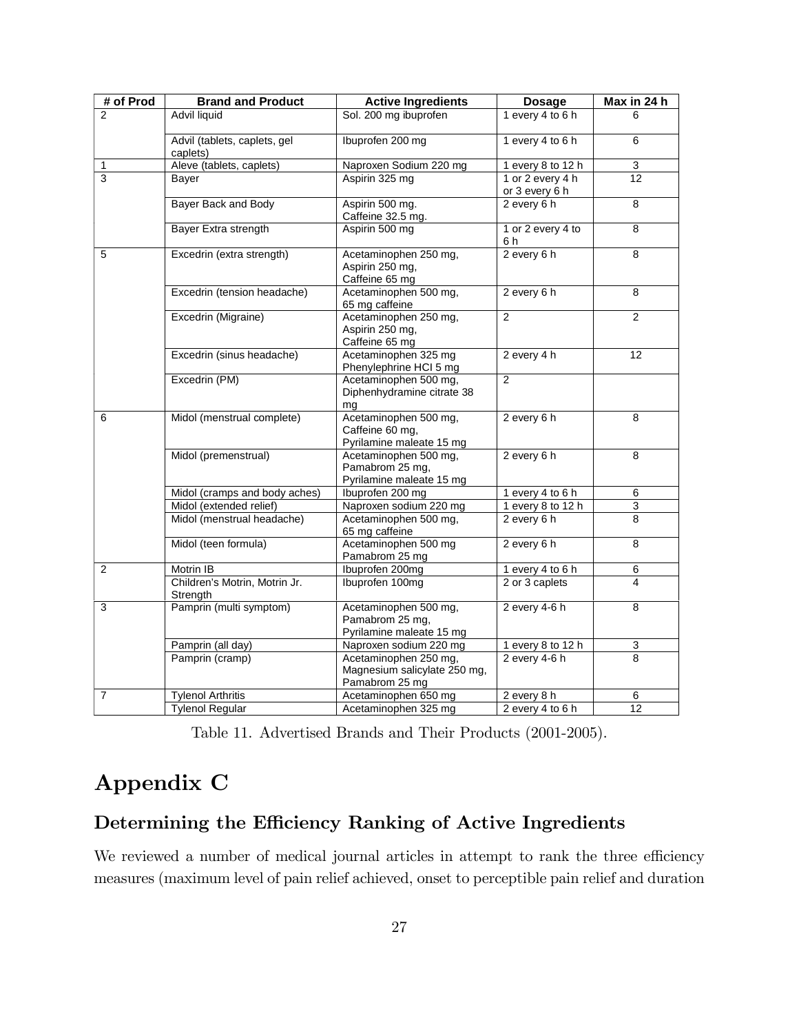| # of Prod | Brand and Product | Active Ingredients | Dosage | Max in 24 h |
|---|---|---|---|---|
| 2 | Advil liquid | Sol. 200 mg ibuprofen | 1 every 4 to 6 h | 6 |
| | Advil (tablets, caplets, gel caplets) | Ibuprofen 200 mg | 1 every 4 to 6 h | 6 |
| 1 | Aleve (tablets, caplets) | Naproxen Sodium 220 mg | 1 every 8 to 12 h | 3 |
| 3 | Bayer | Aspirin 325 mg | 1 or 2 every 4 h or 3 every 6 h | 12 |
| | Bayer Back and Body | Aspirin 500 mg. Caffeine 32.5 mg. | 2 every 6 h | 8 |
| | Bayer Extra strength | Aspirin 500 mg | 1 or 2 every 4 to 6 h | 8 |
| 5 | Excedrin (extra strength) | Acetaminophen 250 mg, Aspirin 250 mg, Caffeine 65 mg | 2 every 6 h | 8 |
| | Excedrin (tension headache) | Acetaminophen 500 mg, 65 mg caffeine | 2 every 6 h | 8 |
| | Excedrin (Migraine) | Acetaminophen 250 mg, Aspirin 250 mg, Caffeine 65 mg | 2 | 2 |
| | Excedrin (sinus headache) | Acetaminophen 325 mg Phenylephrine HCI 5 mg | 2 every 4 h | 12 |
| | Excedrin (PM) | Acetaminophen 500 mg, Diphenhydramine citrate 38 mg | 2 | |
| 6 | Midol (menstrual complete) | Acetaminophen 500 mg, Caffeine 60 mg, Pyrilamine maleate 15 mg | 2 every 6 h | 8 |
| | Midol (premenstrual) | Acetaminophen 500 mg, Pamabrom 25 mg, Pyrilamine maleate 15 mg | 2 every 6 h | 8 |
| | Midol (cramps and body aches) | Ibuprofen 200 mg | 1 every 4 to 6 h | 6 |
| | Midol (extended relief) | Naproxen sodium 220 mg | 1 every 8 to 12 h | 3 |
| | Midol (menstrual headache) | Acetaminophen 500 mg, 65 mg caffeine | 2 every 6 h | 8 |
| | Midol (teen formula) | Acetaminophen 500 mg Pamabrom 25 mg | 2 every 6 h | 8 |
| 2 | Motrin IB | Ibuprofen 200mg | 1 every 4 to 6 h | 6 |
| | Children's Motrin, Motrin Jr. Strength | Ibuprofen 100mg | 2 or 3 caplets | 4 |
| 3 | Pamprin (multi symptom) | Acetaminophen 500 mg, Pamabrom 25 mg, Pyrilamine maleate 15 mg | 2 every 4-6 h | 8 |
| | Pamprin (all day) | Naproxen sodium 220 mg | 1 every 8 to 12 h | 3 |
| | Pamprin (cramp) | Acetaminophen 250 mg, Magnesium salicylate 250 mg, Pamabrom 25 mg | 2 every 4-6 h | 8 |
| 7 | Tylenol Arthritis | Acetaminophen 650 mg | 2 every 8 h | 6 |
| | Tylenol Regular | Acetaminophen 325 mg | 2 every 4 to 6 h | 12 |

Table 11. Advertised Brands and Their Products (2001-2005).

# Appendix C

## Determining the Efficiency Ranking of Active Ingredients

We reviewed a number of medical journal articles in attempt to rank the three efficiency measures (maximum level of pain relief achieved, onset to perceptible pain relief and duration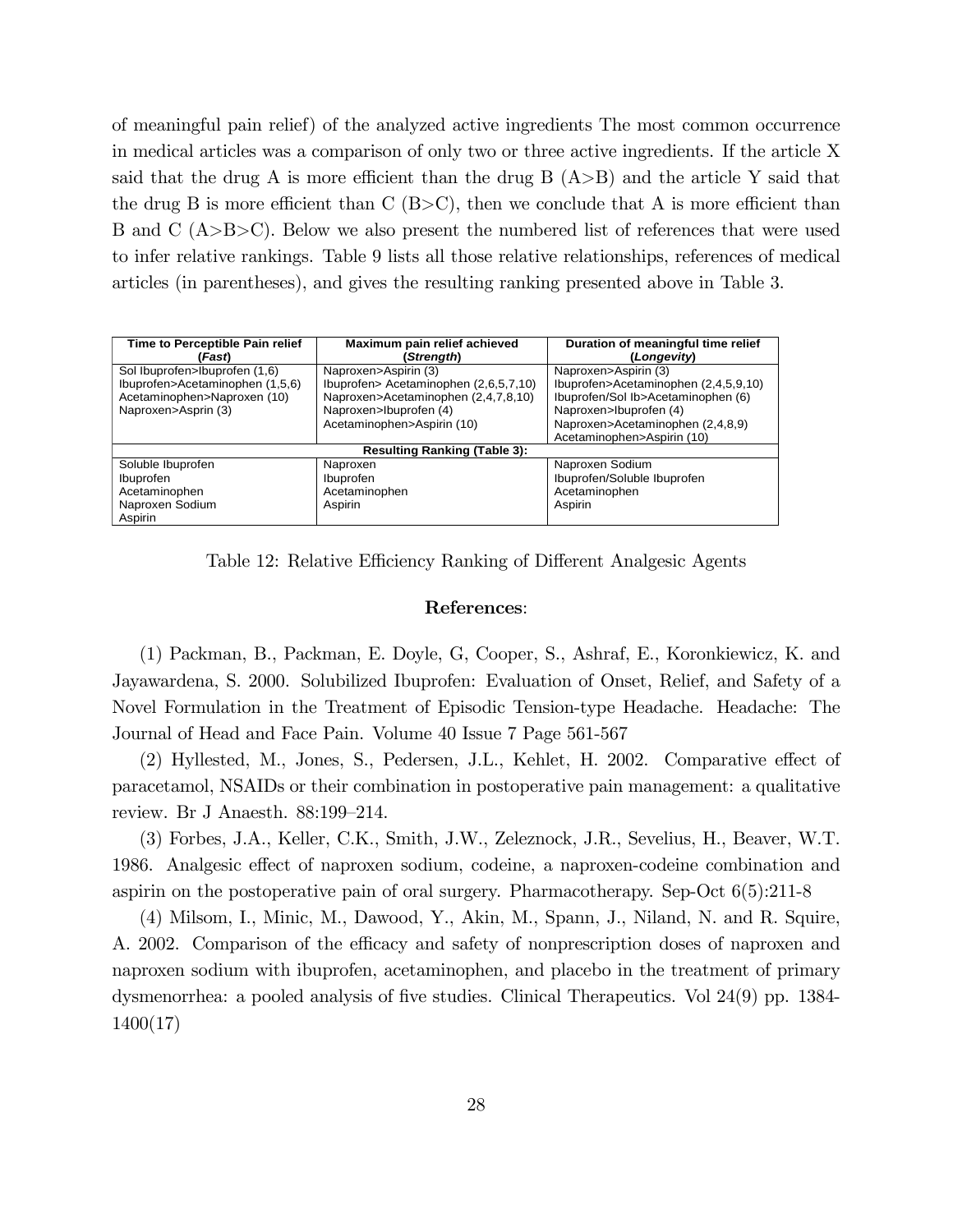of meaningful pain relief) of the analyzed active ingredients The most common occurrence in medical articles was a comparison of only two or three active ingredients. If the article X said that the drug A is more efficient than the drug B (A>B) and the article Y said that the drug B is more efficient than C (B>C), then we conclude that A is more efficient than B and C (A>B>C). Below we also present the numbered list of references that were used to infer relative rankings. Table 9 lists all those relative relationships, references of medical articles (in parentheses), and gives the resulting ranking presented above in Table 3.

| Time to Perceptible Pain relief (*Fast*) | Maximum pain relief achieved (*Strength*) | Duration of meaningful time relief (*Longevity*) |
|---|---|---|
| Sol Ibuprofen>Ibuprofen (1,6)<br>Ibuprofen>Acetaminophen (1,5,6)<br>Acetaminophen>Naproxen (10)<br>Naproxen>Asprin (3) | Naproxen>Aspirin (3)<br>Ibuprofen> Acetaminophen (2,6,5,7,10)<br>Naproxen>Acetaminophen (2,4,7,8,10)<br>Naproxen>Ibuprofen (4)<br>Acetaminophen>Aspirin (10) | Naproxen>Aspirin (3)<br>Ibuprofen>Acetaminophen (2,4,5,9,10)<br>Ibuprofen/Sol Ib>Acetaminophen (6)<br>Naproxen>Ibuprofen (4)<br>Naproxen>Acetaminophen (2,4,8,9)<br>Acetaminophen>Aspirin (10) |
| **Resulting Ranking (Table 3):** | | |
| Soluble Ibuprofen<br>Ibuprofen<br>Acetaminophen<br>Naproxen Sodium<br>Aspirin | Naproxen<br>Ibuprofen<br>Acetaminophen<br>Aspirin | Naproxen Sodium<br>Ibuprofen/Soluble Ibuprofen<br>Acetaminophen<br>Aspirin |

Table 12: Relative Efficiency Ranking of Different Analgesic Agents

## **References**:

(1) Packman, B., Packman, E. Doyle, G, Cooper, S., Ashraf, E., Koronkiewicz, K. and Jayawardena, S. 2000. Solubilized Ibuprofen: Evaluation of Onset, Relief, and Safety of a Novel Formulation in the Treatment of Episodic Tension-type Headache. Headache: The Journal of Head and Face Pain. Volume 40 Issue 7 Page 561-567

(2) Hyllested, M., Jones, S., Pedersen, J.L., Kehlet, H. 2002. Comparative effect of paracetamol, NSAIDs or their combination in postoperative pain management: a qualitative review. Br J Anaesth. 88:199–214.

(3) Forbes, J.A., Keller, C.K., Smith, J.W., Zeleznock, J.R., Sevelius, H., Beaver, W.T. 1986. Analgesic effect of naproxen sodium, codeine, a naproxen-codeine combination and aspirin on the postoperative pain of oral surgery. Pharmacotherapy. Sep-Oct 6(5):211-8

(4) Milsom, I., Minic, M., Dawood, Y., Akin, M., Spann, J., Niland, N. and R. Squire, A. 2002. Comparison of the efficacy and safety of nonprescription doses of naproxen and naproxen sodium with ibuprofen, acetaminophen, and placebo in the treatment of primary dysmenorrhea: a pooled analysis of five studies. Clinical Therapeutics. Vol 24(9) pp. 1384-1400(17)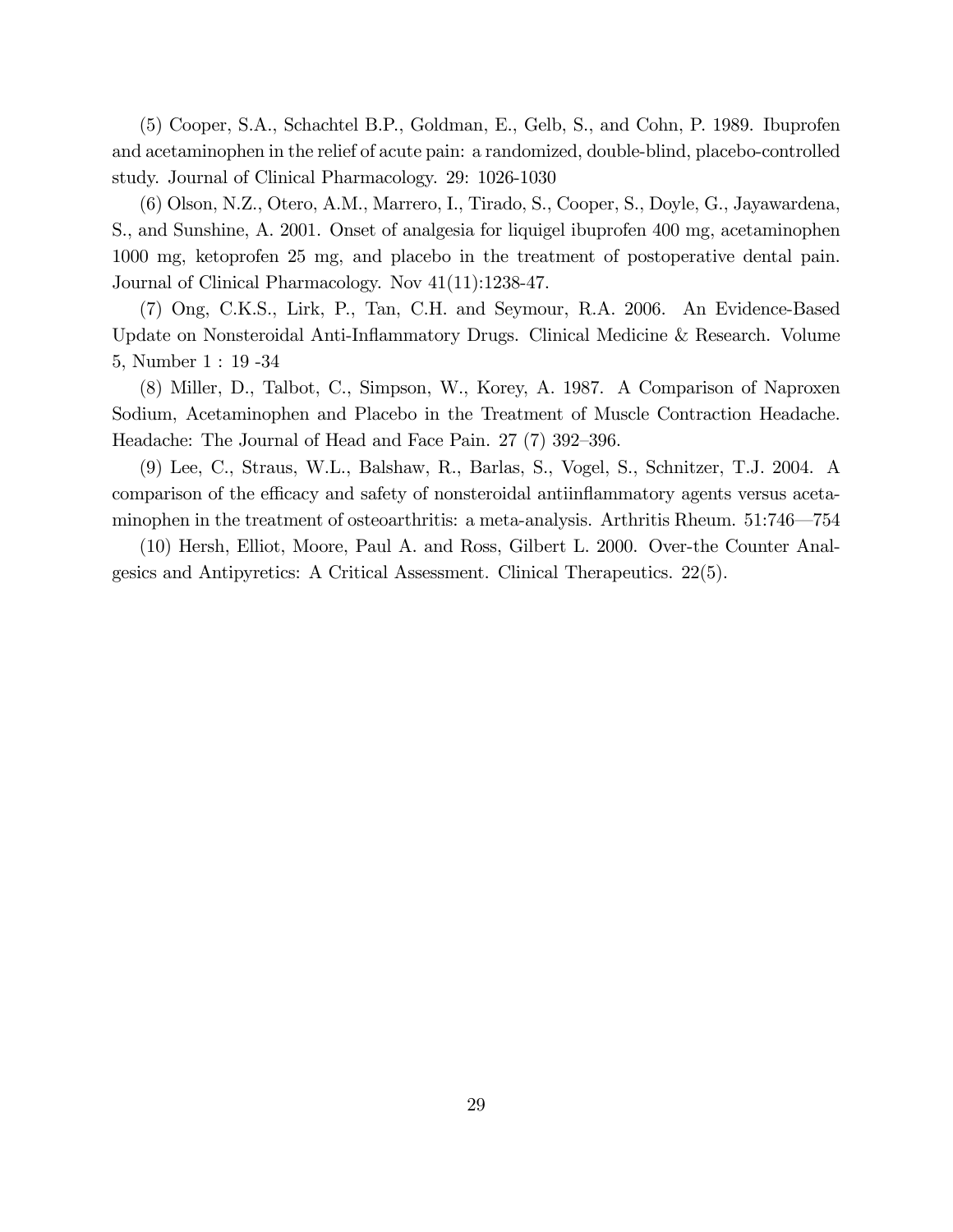(5) Cooper, S.A., Schachtel B.P., Goldman, E., Gelb, S., and Cohn, P. 1989. Ibuprofen and acetaminophen in the relief of acute pain: a randomized, double-blind, placebo-controlled study. Journal of Clinical Pharmacology. 29: 1026-1030

(6) Olson, N.Z., Otero, A.M., Marrero, I., Tirado, S., Cooper, S., Doyle, G., Jayawardena, S., and Sunshine, A. 2001. Onset of analgesia for liquigel ibuprofen 400 mg, acetaminophen 1000 mg, ketoprofen 25 mg, and placebo in the treatment of postoperative dental pain. Journal of Clinical Pharmacology. Nov 41(11):1238-47.

(7) Ong, C.K.S., Lirk, P., Tan, C.H. and Seymour, R.A. 2006. An Evidence-Based Update on Nonsteroidal Anti-Inflammatory Drugs. Clinical Medicine & Research. Volume 5, Number 1 : 19 -34

(8) Miller, D., Talbot, C., Simpson, W., Korey, A. 1987. A Comparison of Naproxen Sodium, Acetaminophen and Placebo in the Treatment of Muscle Contraction Headache. Headache: The Journal of Head and Face Pain. 27 (7) 392–396.

(9) Lee, C., Straus, W.L., Balshaw, R., Barlas, S., Vogel, S., Schnitzer, T.J. 2004. A comparison of the efficacy and safety of nonsteroidal antiinflammatory agents versus acetaminophen in the treatment of osteoarthritis: a meta-analysis. Arthritis Rheum. 51:746—754

(10) Hersh, Elliot, Moore, Paul A. and Ross, Gilbert L. 2000. Over-the Counter Analgesics and Antipyretics: A Critical Assessment. Clinical Therapeutics. 22(5).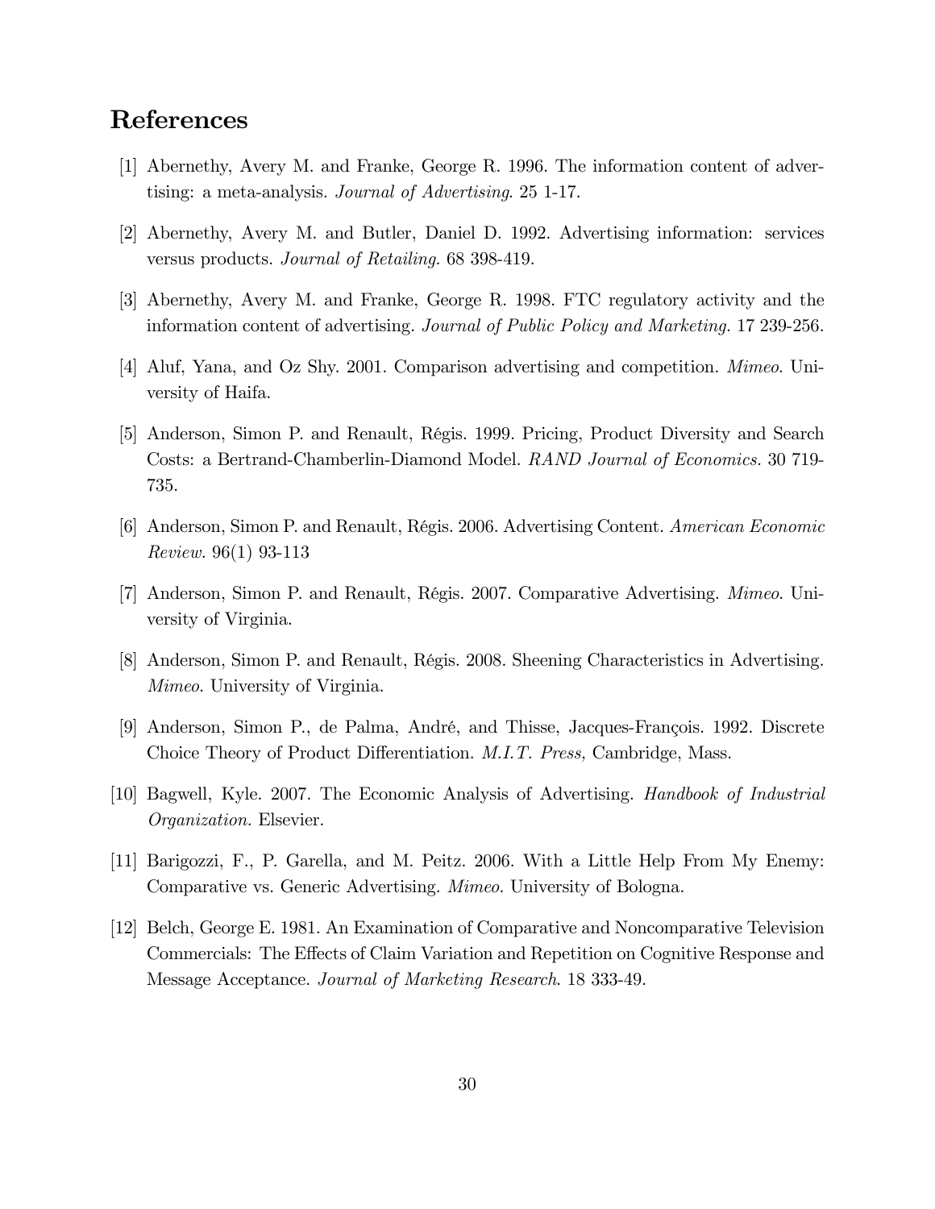# References

[1] Abernethy, Avery M. and Franke, George R. 1996. The information content of advertising: a meta-analysis. *Journal of Advertising*. 25 1-17.

[2] Abernethy, Avery M. and Butler, Daniel D. 1992. Advertising information: services versus products. *Journal of Retailing.* 68 398-419.

[3] Abernethy, Avery M. and Franke, George R. 1998. FTC regulatory activity and the information content of advertising. *Journal of Public Policy and Marketing.* 17 239-256.

[4] Aluf, Yana, and Oz Shy. 2001. Comparison advertising and competition. *Mimeo*. University of Haifa.

[5] Anderson, Simon P. and Renault, Régis. 1999. Pricing, Product Diversity and Search Costs: a Bertrand-Chamberlin-Diamond Model. *RAND Journal of Economics.* 30 719-735.

[6] Anderson, Simon P. and Renault, Régis. 2006. Advertising Content. *American Economic Review.* 96(1) 93-113

[7] Anderson, Simon P. and Renault, Régis. 2007. Comparative Advertising. *Mimeo*. University of Virginia.

[8] Anderson, Simon P. and Renault, Régis. 2008. Sheening Characteristics in Advertising. *Mimeo*. University of Virginia.

[9] Anderson, Simon P., de Palma, André, and Thisse, Jacques-François. 1992. Discrete Choice Theory of Product Differentiation. *M.I.T. Press,* Cambridge, Mass.

[10] Bagwell, Kyle. 2007. The Economic Analysis of Advertising. *Handbook of Industrial Organization.* Elsevier.

[11] Barigozzi, F., P. Garella, and M. Peitz. 2006. With a Little Help From My Enemy: Comparative vs. Generic Advertising. *Mimeo*. University of Bologna.

[12] Belch, George E. 1981. An Examination of Comparative and Noncomparative Television Commercials: The Effects of Claim Variation and Repetition on Cognitive Response and Message Acceptance. *Journal of Marketing Research*. 18 333-49.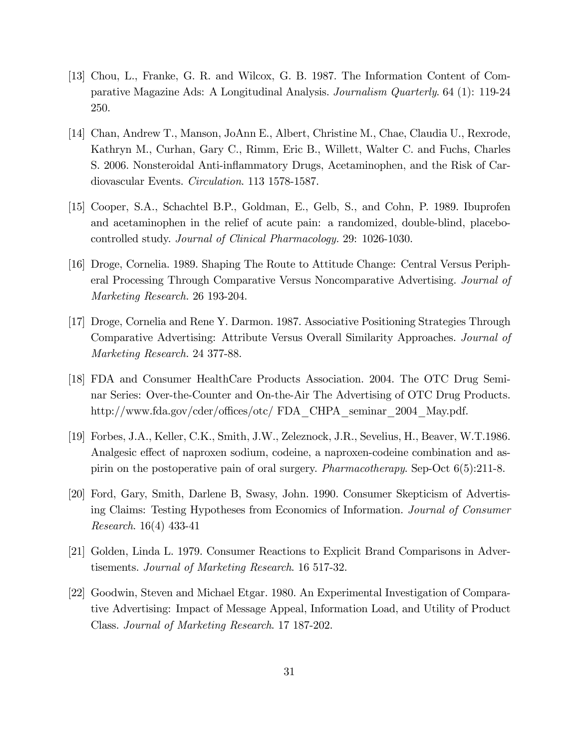[13] Chou, L., Franke, G. R. and Wilcox, G. B. 1987. The Information Content of Comparative Magazine Ads: A Longitudinal Analysis. *Journalism Quarterly*. 64 (1): 119-24 250.

[14] Chan, Andrew T., Manson, JoAnn E., Albert, Christine M., Chae, Claudia U., Rexrode, Kathryn M., Curhan, Gary C., Rimm, Eric B., Willett, Walter C. and Fuchs, Charles S. 2006. Nonsteroidal Anti-inflammatory Drugs, Acetaminophen, and the Risk of Cardiovascular Events. *Circulation*. 113 1578-1587.

[15] Cooper, S.A., Schachtel B.P., Goldman, E., Gelb, S., and Cohn, P. 1989. Ibuprofen and acetaminophen in the relief of acute pain: a randomized, double-blind, placebo-controlled study. *Journal of Clinical Pharmacology.* 29: 1026-1030.

[16] Droge, Cornelia. 1989. Shaping The Route to Attitude Change: Central Versus Peripheral Processing Through Comparative Versus Noncomparative Advertising. *Journal of Marketing Research.* 26 193-204.

[17] Droge, Cornelia and Rene Y. Darmon. 1987. Associative Positioning Strategies Through Comparative Advertising: Attribute Versus Overall Similarity Approaches. *Journal of Marketing Research.* 24 377-88.

[18] FDA and Consumer HealthCare Products Association. 2004. The OTC Drug Seminar Series: Over-the-Counter and On-the-Air The Advertising of OTC Drug Products. http://www.fda.gov/cder/offices/otc/ FDA_CHPA_seminar_2004_May.pdf.

[19] Forbes, J.A., Keller, C.K., Smith, J.W., Zeleznock, J.R., Sevelius, H., Beaver, W.T.1986. Analgesic effect of naproxen sodium, codeine, a naproxen-codeine combination and aspirin on the postoperative pain of oral surgery. *Pharmacotherapy*. Sep-Oct 6(5):211-8.

[20] Ford, Gary, Smith, Darlene B, Swasy, John. 1990. Consumer Skepticism of Advertising Claims: Testing Hypotheses from Economics of Information. *Journal of Consumer Research*. 16(4) 433-41

[21] Golden, Linda L. 1979. Consumer Reactions to Explicit Brand Comparisons in Advertisements. *Journal of Marketing Research*. 16 517-32.

[22] Goodwin, Steven and Michael Etgar. 1980. An Experimental Investigation of Comparative Advertising: Impact of Message Appeal, Information Load, and Utility of Product Class. *Journal of Marketing Research*. 17 187-202.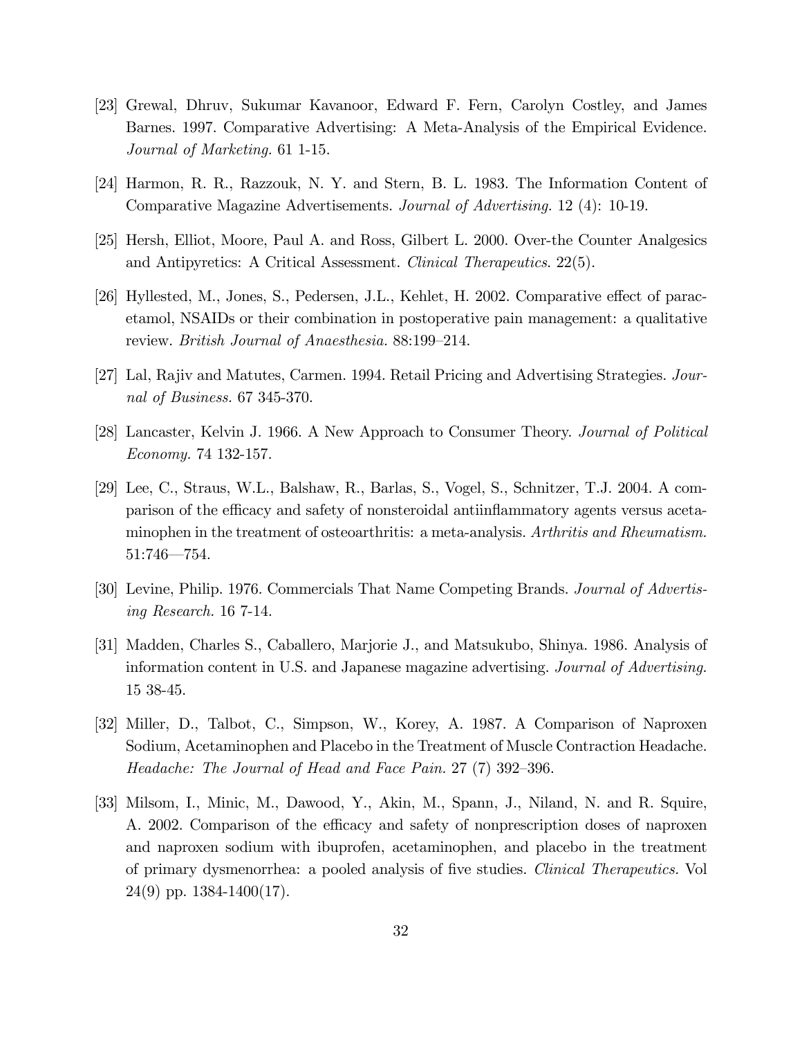[23] Grewal, Dhruv, Sukumar Kavanoor, Edward F. Fern, Carolyn Costley, and James Barnes. 1997. Comparative Advertising: A Meta-Analysis of the Empirical Evidence. *Journal of Marketing.* 61 1-15.

[24] Harmon, R. R., Razzouk, N. Y. and Stern, B. L. 1983. The Information Content of Comparative Magazine Advertisements. *Journal of Advertising.* 12 (4): 10-19.

[25] Hersh, Elliot, Moore, Paul A. and Ross, Gilbert L. 2000. Over-the Counter Analgesics and Antipyretics: A Critical Assessment. *Clinical Therapeutics.* 22(5).

[26] Hyllested, M., Jones, S., Pedersen, J.L., Kehlet, H. 2002. Comparative effect of paracetamol, NSAIDs or their combination in postoperative pain management: a qualitative review. *British Journal of Anaesthesia.* 88:199–214.

[27] Lal, Rajiv and Matutes, Carmen. 1994. Retail Pricing and Advertising Strategies. *Journal of Business.* 67 345-370.

[28] Lancaster, Kelvin J. 1966. A New Approach to Consumer Theory. *Journal of Political Economy.* 74 132-157.

[29] Lee, C., Straus, W.L., Balshaw, R., Barlas, S., Vogel, S., Schnitzer, T.J. 2004. A comparison of the efficacy and safety of nonsteroidal antiinflammatory agents versus acetaminophen in the treatment of osteoarthritis: a meta-analysis. *Arthritis and Rheumatism.* 51:746—754.

[30] Levine, Philip. 1976. Commercials That Name Competing Brands. *Journal of Advertising Research.* 16 7-14.

[31] Madden, Charles S., Caballero, Marjorie J., and Matsukubo, Shinya. 1986. Analysis of information content in U.S. and Japanese magazine advertising. *Journal of Advertising.* 15 38-45.

[32] Miller, D., Talbot, C., Simpson, W., Korey, A. 1987. A Comparison of Naproxen Sodium, Acetaminophen and Placebo in the Treatment of Muscle Contraction Headache. *Headache: The Journal of Head and Face Pain.* 27 (7) 392–396.

[33] Milsom, I., Minic, M., Dawood, Y., Akin, M., Spann, J., Niland, N. and R. Squire, A. 2002. Comparison of the efficacy and safety of nonprescription doses of naproxen and naproxen sodium with ibuprofen, acetaminophen, and placebo in the treatment of primary dysmenorrhea: a pooled analysis of five studies. *Clinical Therapeutics.* Vol 24(9) pp. 1384-1400(17).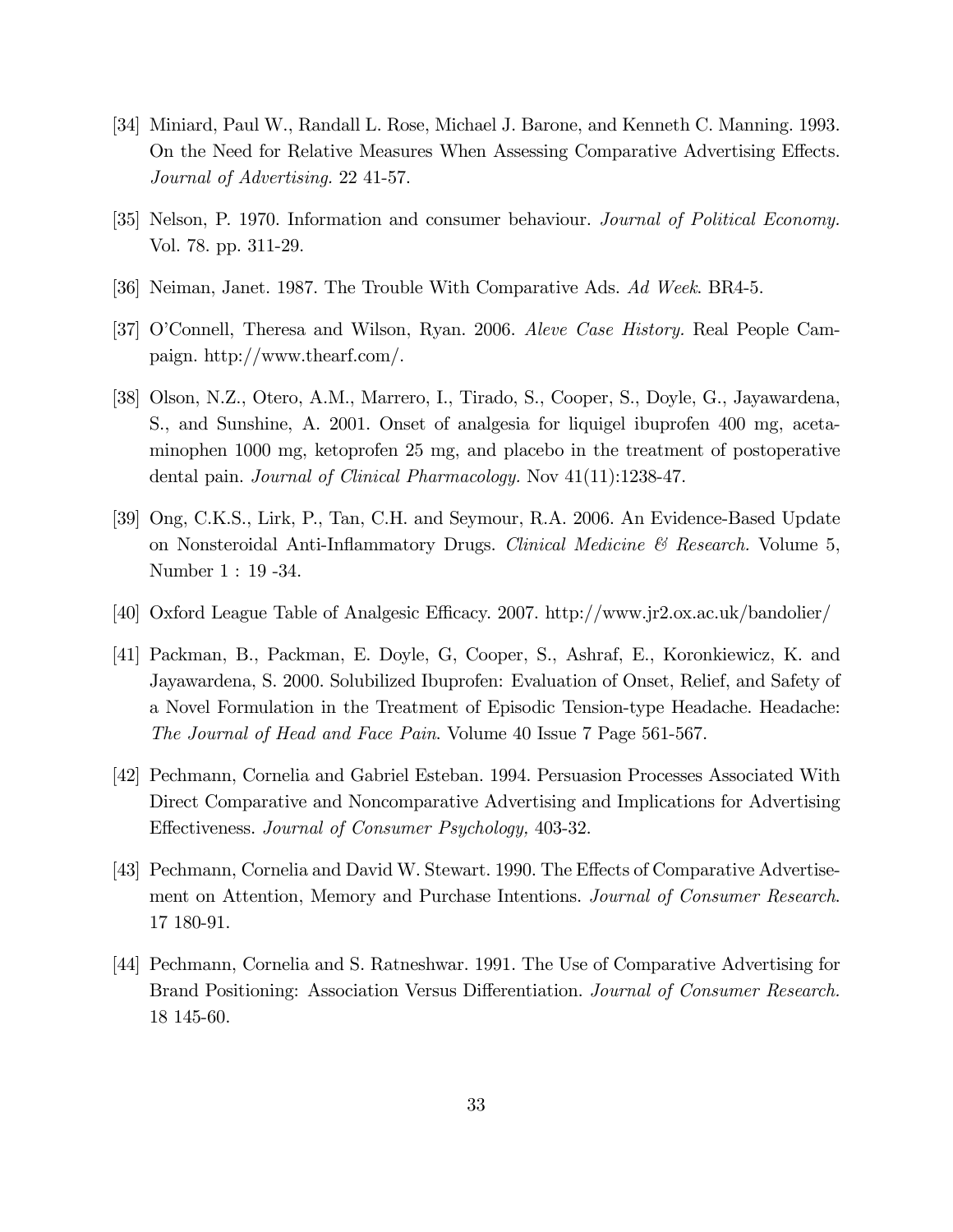[34] Miniard, Paul W., Randall L. Rose, Michael J. Barone, and Kenneth C. Manning. 1993. On the Need for Relative Measures When Assessing Comparative Advertising Effects. *Journal of Advertising.* 22 41-57.

[35] Nelson, P. 1970. Information and consumer behaviour. *Journal of Political Economy.* Vol. 78. pp. 311-29.

[36] Neiman, Janet. 1987. The Trouble With Comparative Ads. *Ad Week*. BR4-5.

[37] O'Connell, Theresa and Wilson, Ryan. 2006. *Aleve Case History.* Real People Campaign. http://www.thearf.com/.

[38] Olson, N.Z., Otero, A.M., Marrero, I., Tirado, S., Cooper, S., Doyle, G., Jayawardena, S., and Sunshine, A. 2001. Onset of analgesia for liquigel ibuprofen 400 mg, acetaminophen 1000 mg, ketoprofen 25 mg, and placebo in the treatment of postoperative dental pain. *Journal of Clinical Pharmacology.* Nov 41(11):1238-47.

[39] Ong, C.K.S., Lirk, P., Tan, C.H. and Seymour, R.A. 2006. An Evidence-Based Update on Nonsteroidal Anti-Inflammatory Drugs. *Clinical Medicine & Research.* Volume 5, Number 1 : 19 -34.

[40] Oxford League Table of Analgesic Efficacy. 2007. http://www.jr2.ox.ac.uk/bandolier/

[41] Packman, B., Packman, E. Doyle, G, Cooper, S., Ashraf, E., Koronkiewicz, K. and Jayawardena, S. 2000. Solubilized Ibuprofen: Evaluation of Onset, Relief, and Safety of a Novel Formulation in the Treatment of Episodic Tension-type Headache. Headache: *The Journal of Head and Face Pain*. Volume 40 Issue 7 Page 561-567.

[42] Pechmann, Cornelia and Gabriel Esteban. 1994. Persuasion Processes Associated With Direct Comparative and Noncomparative Advertising and Implications for Advertising Effectiveness. *Journal of Consumer Psychology,* 403-32.

[43] Pechmann, Cornelia and David W. Stewart. 1990. The Effects of Comparative Advertisement on Attention, Memory and Purchase Intentions. *Journal of Consumer Research*. 17 180-91.

[44] Pechmann, Cornelia and S. Ratneshwar. 1991. The Use of Comparative Advertising for Brand Positioning: Association Versus Differentiation. *Journal of Consumer Research.* 18 145-60.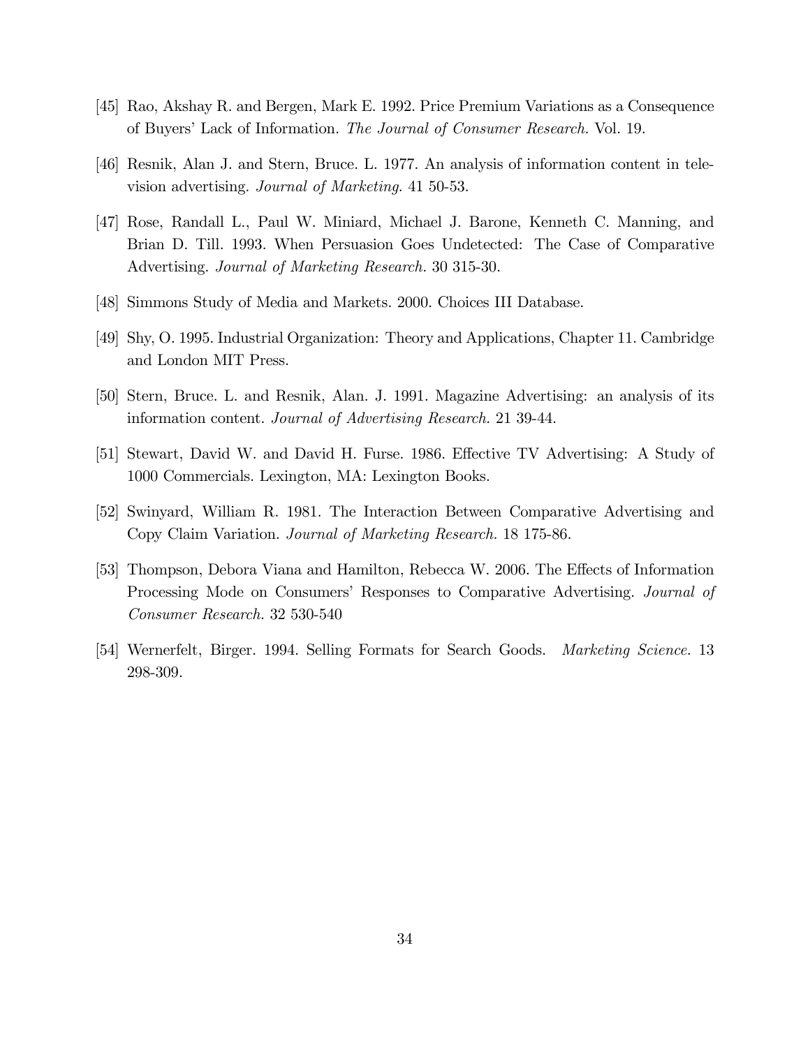[45] Rao, Akshay R. and Bergen, Mark E. 1992. Price Premium Variations as a Consequence of Buyers' Lack of Information. *The Journal of Consumer Research.* Vol. 19.

[46] Resnik, Alan J. and Stern, Bruce. L. 1977. An analysis of information content in television advertising. *Journal of Marketing.* 41 50-53.

[47] Rose, Randall L., Paul W. Miniard, Michael J. Barone, Kenneth C. Manning, and Brian D. Till. 1993. When Persuasion Goes Undetected: The Case of Comparative Advertising. *Journal of Marketing Research.* 30 315-30.

[48] Simmons Study of Media and Markets. 2000. Choices III Database.

[49] Shy, O. 1995. Industrial Organization: Theory and Applications, Chapter 11. Cambridge and London MIT Press.

[50] Stern, Bruce. L. and Resnik, Alan. J. 1991. Magazine Advertising: an analysis of its information content. *Journal of Advertising Research.* 21 39-44.

[51] Stewart, David W. and David H. Furse. 1986. Effective TV Advertising: A Study of 1000 Commercials. Lexington, MA: Lexington Books.

[52] Swinyard, William R. 1981. The Interaction Between Comparative Advertising and Copy Claim Variation. *Journal of Marketing Research.* 18 175-86.

[53] Thompson, Debora Viana and Hamilton, Rebecca W. 2006. The Effects of Information Processing Mode on Consumers' Responses to Comparative Advertising. *Journal of Consumer Research.* 32 530-540

[54] Wernerfelt, Birger. 1994. Selling Formats for Search Goods. *Marketing Science.* 13 298-309.